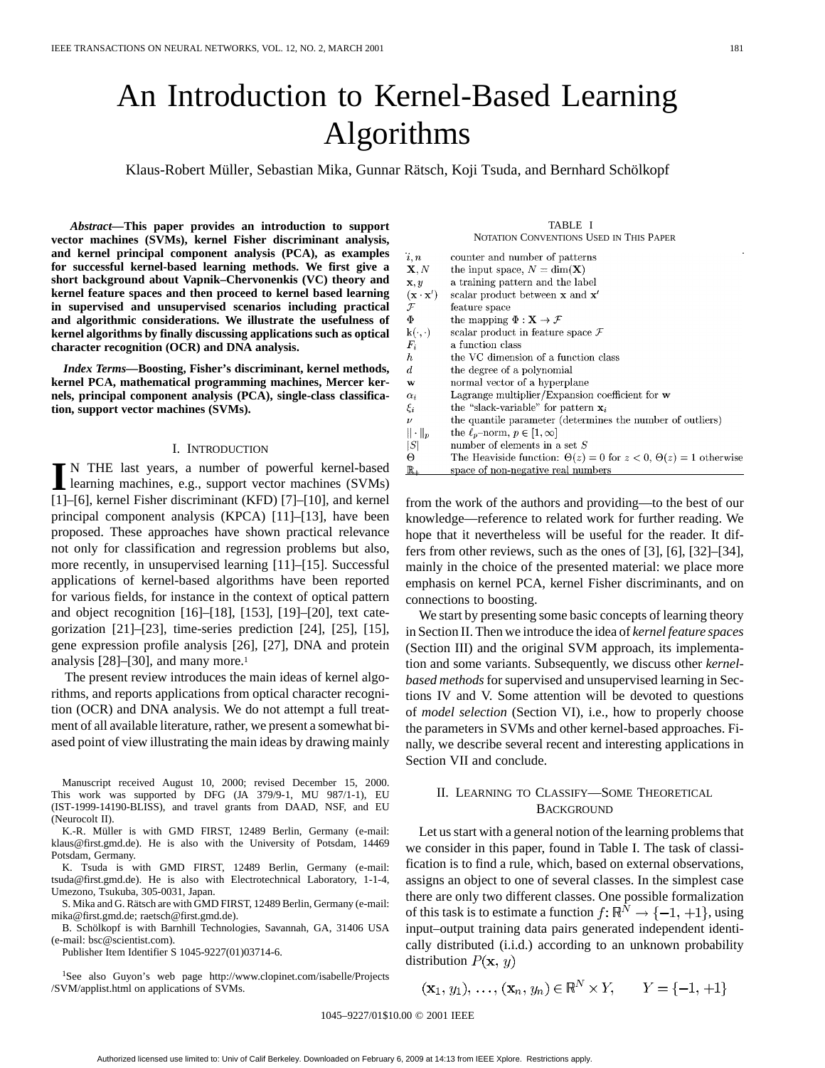# An Introduction to Kernel-Based Learning Algorithms

Klaus-Robert Müller, Sebastian Mika, Gunnar Rätsch, Koji Tsuda, and Bernhard Schölkopf

***Abstract*—This paper provides an introduction to support vector machines (SVMs), kernel Fisher discriminant analysis, and kernel principal component analysis (PCA), as examples for successful kernel-based learning methods. We first give a short background about Vapnik–Chervonenkis (VC) theory and kernel feature spaces and then proceed to kernel based learning in supervised and unsupervised scenarios including practical and algorithmic considerations. We illustrate the usefulness of kernel algorithms by finally discussing applications such as optical character recognition (OCR) and DNA analysis.**

***Index Terms*—Boosting, Fisher's discriminant, kernel methods, kernel PCA, mathematical programming machines, Mercer kernels, principal component analysis (PCA), single-class classification, support vector machines (SVMs).**

## I. Introduction

In the last years, a number of powerful kernel-based learning machines, e.g., support vector machines (SVMs) [1]–[6], kernel Fisher discriminant (KFD) [7]–[10], and kernel principal component analysis (KPCA) [11]–[13], have been proposed. These approaches have shown practical relevance not only for classification and regression problems but also, more recently, in unsupervised learning [11]–[15]. Successful applications of kernel-based algorithms have been reported for various fields, for instance in the context of optical pattern and object recognition [16]–[18], [153], [19]–[20], text categorization [21]–[23], time-series prediction [24], [25], [15], gene expression profile analysis [26], [27], DNA and protein analysis [28]–[30], and many more.[1]

The present review introduces the main ideas of kernel algorithms, and reports applications from optical character recognition (OCR) and DNA analysis. We do not attempt a full treatment of all available literature, rather, we present a somewhat biased point of view illustrating the main ideas by drawing mainly from the work of the authors and providing—to the best of our knowledge—reference to related work for further reading. We hope that it nevertheless will be useful for the reader. It differs from other reviews, such as the ones of [3], [6], [32]–[34], mainly in the choice of the presented material: we place more emphasis on kernel PCA, kernel Fisher discriminants, and on connections to boosting.

We start by presenting some basic concepts of learning theory in Section II. Then we introduce the idea of *kernel feature spaces* (Section III) and the original SVM approach, its implementation and some variants. Subsequently, we discuss other *kernel-based methods* for supervised and unsupervised learning in Sections IV and V. Some attention will be devoted to questions of *model selection* (Section VI), i.e., how to properly choose the parameters in SVMs and other kernel-based approaches. Finally, we describe several recent and interesting applications in Section VII and conclude.

TABLE I
NOTATION CONVENTIONS USED IN THIS PAPER

| | |
|---|---|
| $i, n$ | counter and number of patterns |
| $\mathbf{X}, N$ | the input space, $N = \dim(\mathbf{X})$ |
| $\mathbf{x}, y$ | a training pattern and the label |
| $(\mathbf{x} \cdot \mathbf{x}')$ | scalar product between $\mathbf{x}$ and $\mathbf{x}'$ |
| $\mathcal{F}$ | feature space |
| $\Phi$ | the mapping $\Phi : \mathbf{X} \to \mathcal{F}$ |
| $\mathrm{k}(\cdot, \cdot)$ | scalar product in feature space $\mathcal{F}$ |
| $F_i$ | a function class |
| $h$ | the VC dimension of a function class |
| $d$ | the degree of a polynomial |
| $\mathbf{w}$ | normal vector of a hyperplane |
| $\alpha_i$ | Lagrange multiplier/Expansion coefficient for $\mathbf{w}$ |
| $\xi_i$ | the "slack-variable" for pattern $\mathbf{x}_i$ |
| $\nu$ | the quantile parameter (determines the number of outliers) |
| $\|\cdot\|_p$ | the $\ell_p$–norm, $p \in [1, \infty]$ |
| $\|S\|$ | number of elements in a set $S$ |
| $\Theta$ | The Heaviside function: $\Theta(z) = 0$ for $z < 0$, $\Theta(z) = 1$ otherwise |
| $\mathbb{R}_+$ | space of non-negative real numbers |

## II. Learning to Classify—Some Theoretical Background

Let us start with a general notion of the learning problems that we consider in this paper, found in Table I. The task of classification is to find a rule, which, based on external observations, assigns an object to one of several classes. In the simplest case there are only two different classes. One possible formalization of this task is to estimate a function $f: \mathbb{R}^N \to \{-1, +1\}$, using input–output training data pairs generated independent identically distributed (i.i.d.) according to an unknown probability distribution $P(\mathbf{x}, y)$

$$(\mathbf{x}_1, y_1), \ldots, (\mathbf{x}_n, y_n) \in \mathbb{R}^N \times Y, \qquad Y = \{-1, +1\}$$

Manuscript received August 10, 2000; revised December 15, 2000. This work was supported by DFG (JA 379/9-1, MU 987/1-1), EU (IST-1999-14190-BLISS), and travel grants from DAAD, NSF, and EU (Neurocolt II).

K.-R. Müller is with GMD FIRST, 12489 Berlin, Germany (e-mail: klaus@first.gmd.de). He is also with the University of Potsdam, 14469 Potsdam, Germany.

K. Tsuda is with GMD FIRST, 12489 Berlin, Germany (e-mail: tsuda@first.gmd.de). He is also with Electrotechnical Laboratory, 1-1-4, Umezono, Tsukuba, 305-0031, Japan.

S. Mika and G. Rätsch are with GMD FIRST, 12489 Berlin, Germany (e-mail: mika@first.gmd.de; raetsch@first.gmd.de).

B. Schölkopf is with Barnhill Technologies, Savannah, GA, 31406 USA (e-mail: bsc@scientist.com).

Publisher Item Identifier S 1045-9227(01)03714-6.

[1]See also Guyon's web page http://www.clopinet.com/isabelle/Projects/SVM/applist.html on applications of SVMs.

1045–9227/01$10.00 © 2001 IEEE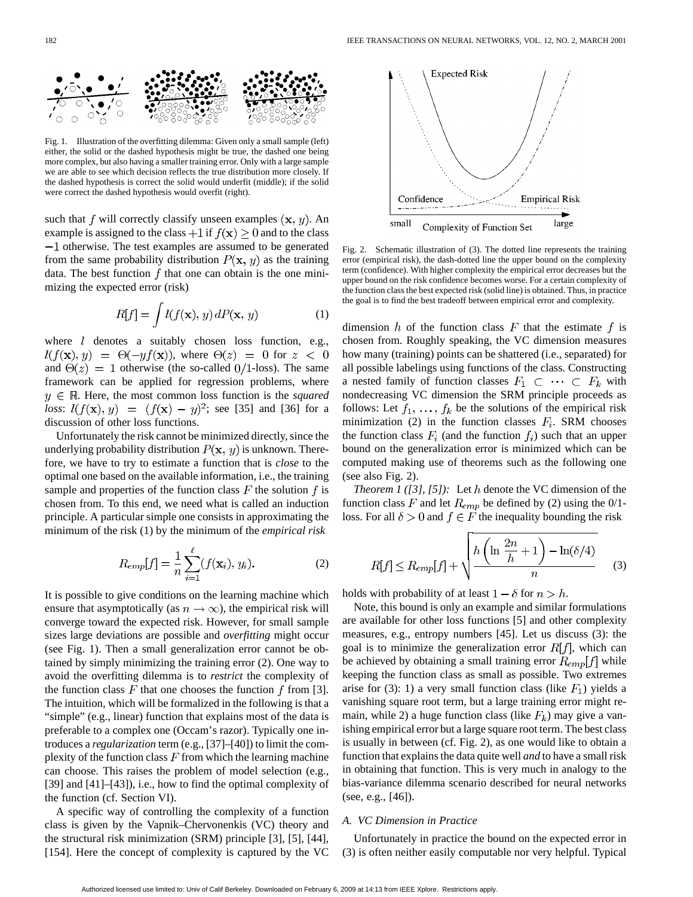Fig. 1. Illustration of the overfitting dilemma: Given only a small sample (left) either, the solid or the dashed hypothesis might be true, the dashed one being more complex, but also having a smaller training error. Only with a large sample we are able to see which decision reflects the true distribution more closely. If the dashed hypothesis is correct the solid would underfit (middle); if the solid were correct the dashed hypothesis would overfit (right).

such that $f$ will correctly classify unseen examples $(\mathbf{x}, y)$. An example is assigned to the class $+1$ if $f(\mathbf{x}) \geq 0$ and to the class $-1$ otherwise. The test examples are assumed to be generated from the same probability distribution $P(\mathbf{x}, y)$ as the training data. The best function $f$ that one can obtain is the one minimizing the expected error (risk)

$$R[f] = \int l(f(\mathbf{x}), y)\, dP(\mathbf{x}, y) \tag{1}$$

where $l$ denotes a suitably chosen loss function, e.g., $l(f(\mathbf{x}), y) = \Theta(-yf(\mathbf{x}))$, where $\Theta(z) = 0$ for $z < 0$ and $\Theta(z) = 1$ otherwise (the so-called $0/1$-loss). The same framework can be applied for regression problems, where $y \in \mathbb{R}$. Here, the most common loss function is the *squared loss*: $l(f(\mathbf{x}), y) = (f(\mathbf{x}) - y)^2$; see [35] and [36] for a discussion of other loss functions.

Unfortunately the risk cannot be minimized directly, since the underlying probability distribution $P(\mathbf{x}, y)$ is unknown. Therefore, we have to try to estimate a function that is *close* to the optimal one based on the available information, i.e., the training sample and properties of the function class $F$ the solution $f$ is chosen from. To this end, we need what is called an induction principle. A particular simple one consists in approximating the minimum of the risk (1) by the minimum of the *empirical risk*

$$R_{emp}[f] = \frac{1}{n} \sum_{i=1}^{\ell} (f(\mathbf{x}_i), y_i). \tag{2}$$

It is possible to give conditions on the learning machine which ensure that asymptotically (as $n \to \infty$), the empirical risk will converge toward the expected risk. However, for small sample sizes large deviations are possible and *overfitting* might occur (see Fig. 1). Then a small generalization error cannot be obtained by simply minimizing the training error (2). One way to avoid the overfitting dilemma is to *restrict* the complexity of the function class $F$ that one chooses the function $f$ from [3]. The intuition, which will be formalized in the following is that a "simple" (e.g., linear) function that explains most of the data is preferable to a complex one (Occam's razor). Typically one introduces a *regularization* term (e.g., [37]–[40]) to limit the complexity of the function class $F$ from which the learning machine can choose. This raises the problem of model selection (e.g., [39] and [41]–[43]), i.e., how to find the optimal complexity of the function (cf. Section VI).

A specific way of controlling the complexity of a function class is given by the Vapnik–Chervonenkis (VC) theory and the structural risk minimization (SRM) principle [3], [5], [44], [154]. Here the concept of complexity is captured by the VC dimension $h$ of the function class $F$ that the estimate $f$ is chosen from. Roughly speaking, the VC dimension measures how many (training) points can be shattered (i.e., separated) for all possible labelings using functions of the class. Constructing a nested family of function classes $F_1 \subset \cdots \subset F_k$ with nondecreasing VC dimension the SRM principle proceeds as follows: Let $f_1, \ldots, f_k$ be the solutions of the empirical risk minimization (2) in the function classes $F_i$. SRM chooses the function class $F_i$ (and the function $f_i$) such that an upper bound on the generalization error is minimized which can be computed making use of theorems such as the following one (see also Fig. 2).

Fig. 2. Schematic illustration of (3). The dotted line represents the training error (empirical risk), the dash-dotted line the upper bound on the complexity term (confidence). With higher complexity the empirical error decreases but the upper bound on the risk confidence becomes worse. For a certain complexity of the function class the best expected risk (solid line) is obtained. Thus, in practice the goal is to find the best tradeoff between empirical error and complexity.

*Theorem 1 ([3], [5]):* Let $h$ denote the VC dimension of the function class $F$ and let $R_{emp}$ be defined by (2) using the 0/1-loss. For all $\delta > 0$ and $f \in F$ the inequality bounding the risk

$$R[f] \leq R_{emp}[f] + \sqrt{\frac{h\left(\ln \frac{2n}{h} + 1\right) - \ln(\delta/4)}{n}} \tag{3}$$

holds with probability of at least $1 - \delta$ for $n > h$.

Note, this bound is only an example and similar formulations are available for other loss functions [5] and other complexity measures, e.g., entropy numbers [45]. Let us discuss (3): the goal is to minimize the generalization error $R[f]$, which can be achieved by obtaining a small training error $R_{emp}[f]$ while keeping the function class as small as possible. Two extremes arise for (3): 1) a very small function class (like $F_1$) yields a vanishing square root term, but a large training error might remain, while 2) a huge function class (like $F_k$) may give a vanishing empirical error but a large square root term. The best class is usually in between (cf. Fig. 2), as one would like to obtain a function that explains the data quite well *and* to have a small risk in obtaining that function. This is very much in analogy to the bias-variance dilemma scenario described for neural networks (see, e.g., [46]).

### A. VC Dimension in Practice

Unfortunately in practice the bound on the expected error in (3) is often neither easily computable nor very helpful. Typical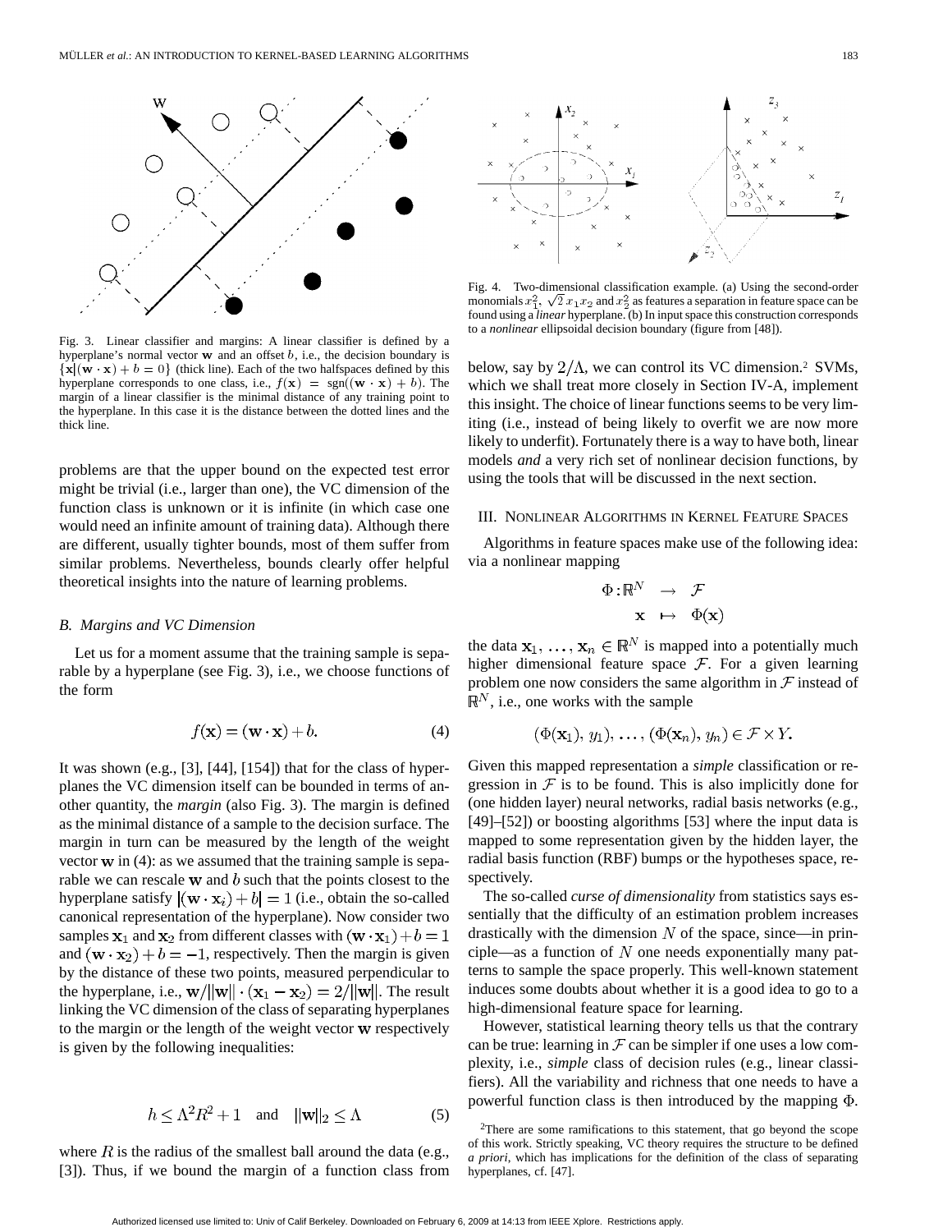Fig. 3. Linear classifier and margins: A linear classifier is defined by a hyperplane's normal vector $\mathbf{w}$ and an offset $b$, i.e., the decision boundary is $\{\mathbf{x}|(\mathbf{w}\cdot\mathbf{x})+b=0\}$ (thick line). Each of the two halfspaces defined by this hyperplane corresponds to one class, i.e., $f(\mathbf{x}) = \operatorname{sgn}((\mathbf{w}\cdot\mathbf{x})+b)$. The margin of a linear classifier is the minimal distance of any training point to the hyperplane. In this case it is the distance between the dotted lines and the thick line.

Fig. 4. Two-dimensional classification example. (a) Using the second-order monomials $x_1^2$, $\sqrt{2}\,x_1x_2$ and $x_2^2$ as features a separation in feature space can be found using a *linear* hyperplane. (b) In input space this construction corresponds to a *nonlinear* ellipsoidal decision boundary (figure from [48]).

problems are that the upper bound on the expected test error might be trivial (i.e., larger than one), the VC dimension of the function class is unknown or it is infinite (in which case one would need an infinite amount of training data). Although there are different, usually tighter bounds, most of them suffer from similar problems. Nevertheless, bounds clearly offer helpful theoretical insights into the nature of learning problems.

### B. Margins and VC Dimension

Let us for a moment assume that the training sample is separable by a hyperplane (see Fig. 3), i.e., we choose functions of the form

$$f(\mathbf{x}) = (\mathbf{w}\cdot\mathbf{x})+b. \tag{4}$$

It was shown (e.g., [3], [44], [154]) that for the class of hyperplanes the VC dimension itself can be bounded in terms of another quantity, the *margin* (also Fig. 3). The margin is defined as the minimal distance of a sample to the decision surface. The margin in turn can be measured by the length of the weight vector $\mathbf{w}$ in (4): as we assumed that the training sample is separable we can rescale $\mathbf{w}$ and $b$ such that the points closest to the hyperplane satisfy $|(\mathbf{w}\cdot\mathbf{x}_i)+b|=1$ (i.e., obtain the so-called canonical representation of the hyperplane). Now consider two samples $\mathbf{x}_1$ and $\mathbf{x}_2$ from different classes with $(\mathbf{w}\cdot\mathbf{x}_1)+b=1$ and $(\mathbf{w}\cdot\mathbf{x}_2)+b=-1$, respectively. Then the margin is given by the distance of these two points, measured perpendicular to the hyperplane, i.e., $\mathbf{w}/\|\mathbf{w}\|\cdot(\mathbf{x}_1-\mathbf{x}_2)=2/\|\mathbf{w}\|$. The result linking the VC dimension of the class of separating hyperplanes to the margin or the length of the weight vector $\mathbf{w}$ respectively is given by the following inequalities:

$$h \leq \Lambda^2 R^2 + 1 \quad \text{and} \quad \|\mathbf{w}\|_2 \leq \Lambda \tag{5}$$

where $R$ is the radius of the smallest ball around the data (e.g., [3]). Thus, if we bound the margin of a function class from below, say by $2/\Lambda$, we can control its VC dimension.[2] SVMs, which we shall treat more closely in Section IV-A, implement this insight. The choice of linear functions seems to be very limiting (i.e., instead of being likely to overfit we are now more likely to underfit). Fortunately there is a way to have both, linear models *and* a very rich set of nonlinear decision functions, by using the tools that will be discussed in the next section.

## III. Nonlinear Algorithms in Kernel Feature Spaces

Algorithms in feature spaces make use of the following idea: via a nonlinear mapping

$$\begin{aligned} \Phi: \mathbb{R}^N &\rightarrow \mathcal{F} \\ \mathbf{x} &\mapsto \Phi(\mathbf{x}) \end{aligned}$$

the data $\mathbf{x}_1,\ldots,\mathbf{x}_n \in \mathbb{R}^N$ is mapped into a potentially much higher dimensional feature space $\mathcal{F}$. For a given learning problem one now considers the same algorithm in $\mathcal{F}$ instead of $\mathbb{R}^N$, i.e., one works with the sample

$$(\Phi(\mathbf{x}_1), y_1), \ldots, (\Phi(\mathbf{x}_n), y_n) \in \mathcal{F}\times Y.$$

Given this mapped representation a *simple* classification or regression in $\mathcal{F}$ is to be found. This is also implicitly done for (one hidden layer) neural networks, radial basis networks (e.g., [49]–[52]) or boosting algorithms [53] where the input data is mapped to some representation given by the hidden layer, the radial basis function (RBF) bumps or the hypotheses space, respectively.

The so-called *curse of dimensionality* from statistics says essentially that the difficulty of an estimation problem increases drastically with the dimension $N$ of the space, since—in principle—as a function of $N$ one needs exponentially many patterns to sample the space properly. This well-known statement induces some doubts about whether it is a good idea to go to a high-dimensional feature space for learning.

However, statistical learning theory tells us that the contrary can be true: learning in $\mathcal{F}$ can be simpler if one uses a low complexity, i.e., *simple* class of decision rules (e.g., linear classifiers). All the variability and richness that one needs to have a powerful function class is then introduced by the mapping $\Phi$.

[2]There are some ramifications to this statement, that go beyond the scope of this work. Strictly speaking, VC theory requires the structure to be defined *a priori*, which has implications for the definition of the class of separating hyperplanes, cf. [47].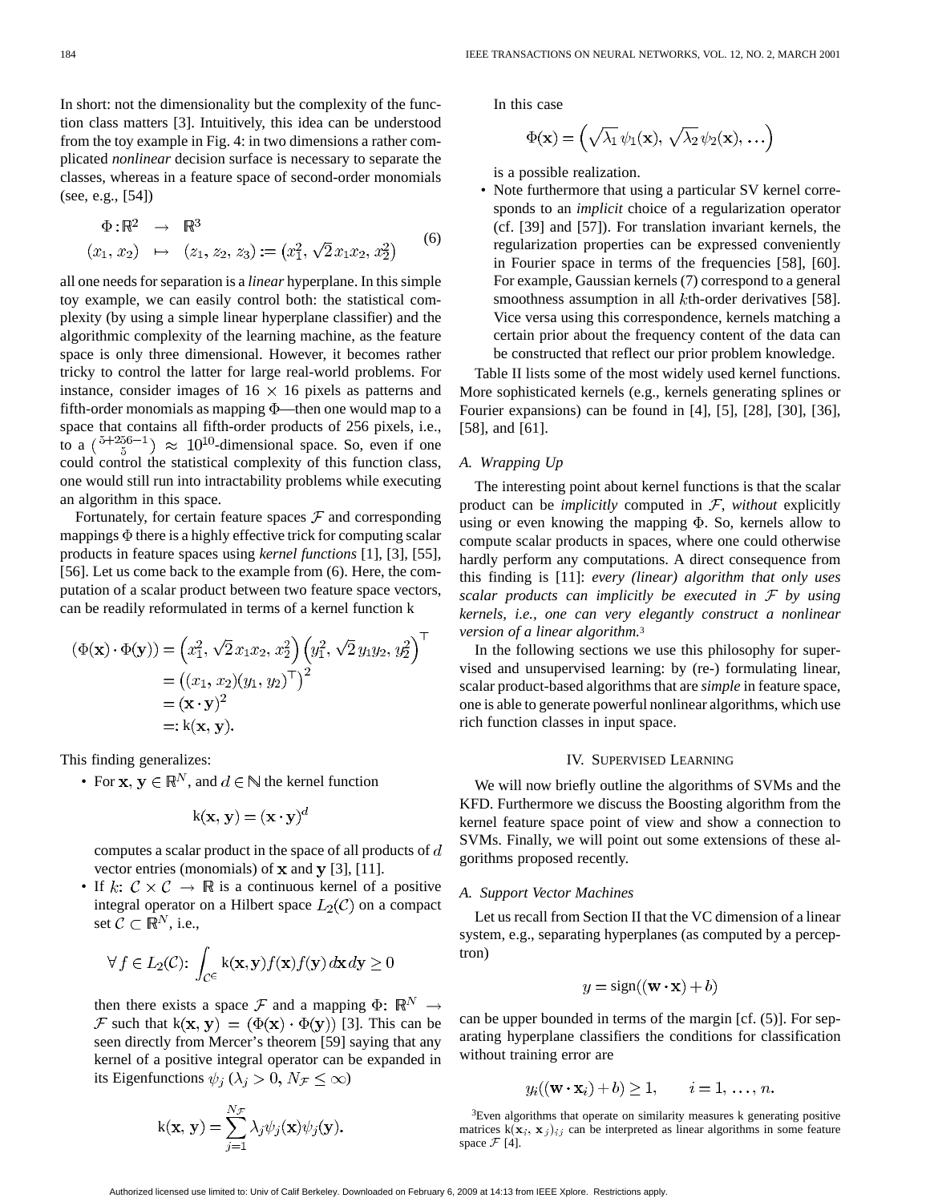In short: not the dimensionality but the complexity of the function class matters [3]. Intuitively, this idea can be understood from the toy example in Fig. 4: in two dimensions a rather complicated *nonlinear* decision surface is necessary to separate the classes, whereas in a feature space of second-order monomials (see, e.g., [54])

$$\begin{aligned}\Phi: \mathbb{R}^2 &\rightarrow \mathbb{R}^3 \\ (x_1, x_2) &\mapsto (z_1, z_2, z_3) := \left(x_1^2, \sqrt{2}\, x_1 x_2, x_2^2\right)\end{aligned} \tag{6}$$

all one needs for separation is a *linear* hyperplane. In this simple toy example, we can easily control both: the statistical complexity (by using a simple linear hyperplane classifier) and the algorithmic complexity of the learning machine, as the feature space is only three dimensional. However, it becomes rather tricky to control the latter for large real-world problems. For instance, consider images of $16 \times 16$ pixels as patterns and fifth-order monomials as mapping $\Phi$—then one would map to a space that contains all fifth-order products of 256 pixels, i.e., to a $\binom{5+256-1}{5} \approx 10^{10}$-dimensional space. So, even if one could control the statistical complexity of this function class, one would still run into intractability problems while executing an algorithm in this space.

Fortunately, for certain feature spaces $\mathcal{F}$ and corresponding mappings $\Phi$ there is a highly effective trick for computing scalar products in feature spaces using *kernel functions* [1], [3], [55], [56]. Let us come back to the example from (6). Here, the computation of a scalar product between two feature space vectors, can be readily reformulated in terms of a kernel function k

$$\begin{aligned}(\Phi(\mathbf{x}) \cdot \Phi(\mathbf{y})) &= \left(x_1^2, \sqrt{2}\, x_1 x_2, x_2^2\right)\left(y_1^2, \sqrt{2}\, y_1 y_2, y_2^2\right)^\top \\ &= \left((x_1, x_2)(y_1, y_2)^\top\right)^2 \\ &= (\mathbf{x} \cdot \mathbf{y})^2 \\ &=: \mathrm{k}(\mathbf{x}, \mathbf{y}).\end{aligned}$$

This finding generalizes:

- For $\mathbf{x}, \mathbf{y} \in \mathbb{R}^N$, and $d \in \mathbb{N}$ the kernel function

  $$\mathrm{k}(\mathbf{x}, \mathbf{y}) = (\mathbf{x} \cdot \mathbf{y})^d$$

  computes a scalar product in the space of all products of $d$ vector entries (monomials) of $\mathbf{x}$ and $\mathbf{y}$ [3], [11].
- If $k: \mathcal{C} \times \mathcal{C} \rightarrow \mathbb{R}$ is a continuous kernel of a positive integral operator on a Hilbert space $L_2(\mathcal{C})$ on a compact set $\mathcal{C} \subset \mathbb{R}^N$, i.e.,

  $$\forall f \in L_2(\mathcal{C}): \int_{\mathcal{C}^\in} \mathrm{k}(\mathbf{x}, \mathbf{y}) f(\mathbf{x}) f(\mathbf{y})\, d\mathbf{x}\, d\mathbf{y} \geq 0$$

  then there exists a space $\mathcal{F}$ and a mapping $\Phi: \mathbb{R}^N \rightarrow \mathcal{F}$ such that $\mathrm{k}(\mathbf{x}, \mathbf{y}) = (\Phi(\mathbf{x}) \cdot \Phi(\mathbf{y}))$ [3]. This can be seen directly from Mercer's theorem [59] saying that any kernel of a positive integral operator can be expanded in its Eigenfunctions $\psi_j$ ($\lambda_j > 0$, $N_{\mathcal{F}} \leq \infty$)

  $$\mathrm{k}(\mathbf{x}, \mathbf{y}) = \sum_{j=1}^{N_{\mathcal{F}}} \lambda_j \psi_j(\mathbf{x}) \psi_j(\mathbf{y}).$$

  In this case

  $$\Phi(\mathbf{x}) = \left(\sqrt{\lambda_1}\, \psi_1(\mathbf{x}), \sqrt{\lambda_2}\, \psi_2(\mathbf{x}), \ldots\right)$$

  is a possible realization.
- Note furthermore that using a particular SV kernel corresponds to an *implicit* choice of a regularization operator (cf. [39] and [57]). For translation invariant kernels, the regularization properties can be expressed conveniently in Fourier space in terms of the frequencies [58], [60]. For example, Gaussian kernels (7) correspond to a general smoothness assumption in all $k$th-order derivatives [58]. Vice versa using this correspondence, kernels matching a certain prior about the frequency content of the data can be constructed that reflect our prior problem knowledge.

Table II lists some of the most widely used kernel functions. More sophisticated kernels (e.g., kernels generating splines or Fourier expansions) can be found in [4], [5], [28], [30], [36], [58], and [61].

### A. Wrapping Up

The interesting point about kernel functions is that the scalar product can be *implicitly* computed in $\mathcal{F}$, *without* explicitly using or even knowing the mapping $\Phi$. So, kernels allow to compute scalar products in spaces, where one could otherwise hardly perform any computations. A direct consequence from this finding is [11]: *every (linear) algorithm that only uses scalar products can implicitly be executed in $\mathcal{F}$ by using kernels, i.e., one can very elegantly construct a nonlinear version of a linear algorithm.*[3]

In the following sections we use this philosophy for supervised and unsupervised learning: by (re-) formulating linear, scalar product-based algorithms that are *simple* in feature space, one is able to generate powerful nonlinear algorithms, which use rich function classes in input space.

## IV. Supervised Learning

We will now briefly outline the algorithms of SVMs and the KFD. Furthermore we discuss the Boosting algorithm from the kernel feature space point of view and show a connection to SVMs. Finally, we will point out some extensions of these algorithms proposed recently.

### A. Support Vector Machines

Let us recall from Section II that the VC dimension of a linear system, e.g., separating hyperplanes (as computed by a perceptron)

$$y = \mathrm{sign}((\mathbf{w} \cdot \mathbf{x}) + b)$$

can be upper bounded in terms of the margin [cf. (5)]. For separating hyperplane classifiers the conditions for classification without training error are

$$y_i((\mathbf{w} \cdot \mathbf{x}_i) + b) \geq 1, \qquad i = 1, \ldots, n.$$

[3]Even algorithms that operate on similarity measures k generating positive matrices $\mathrm{k}(\mathbf{x}_i, \mathbf{x}_j)_{ij}$ can be interpreted as linear algorithms in some feature space $\mathcal{F}$ [4].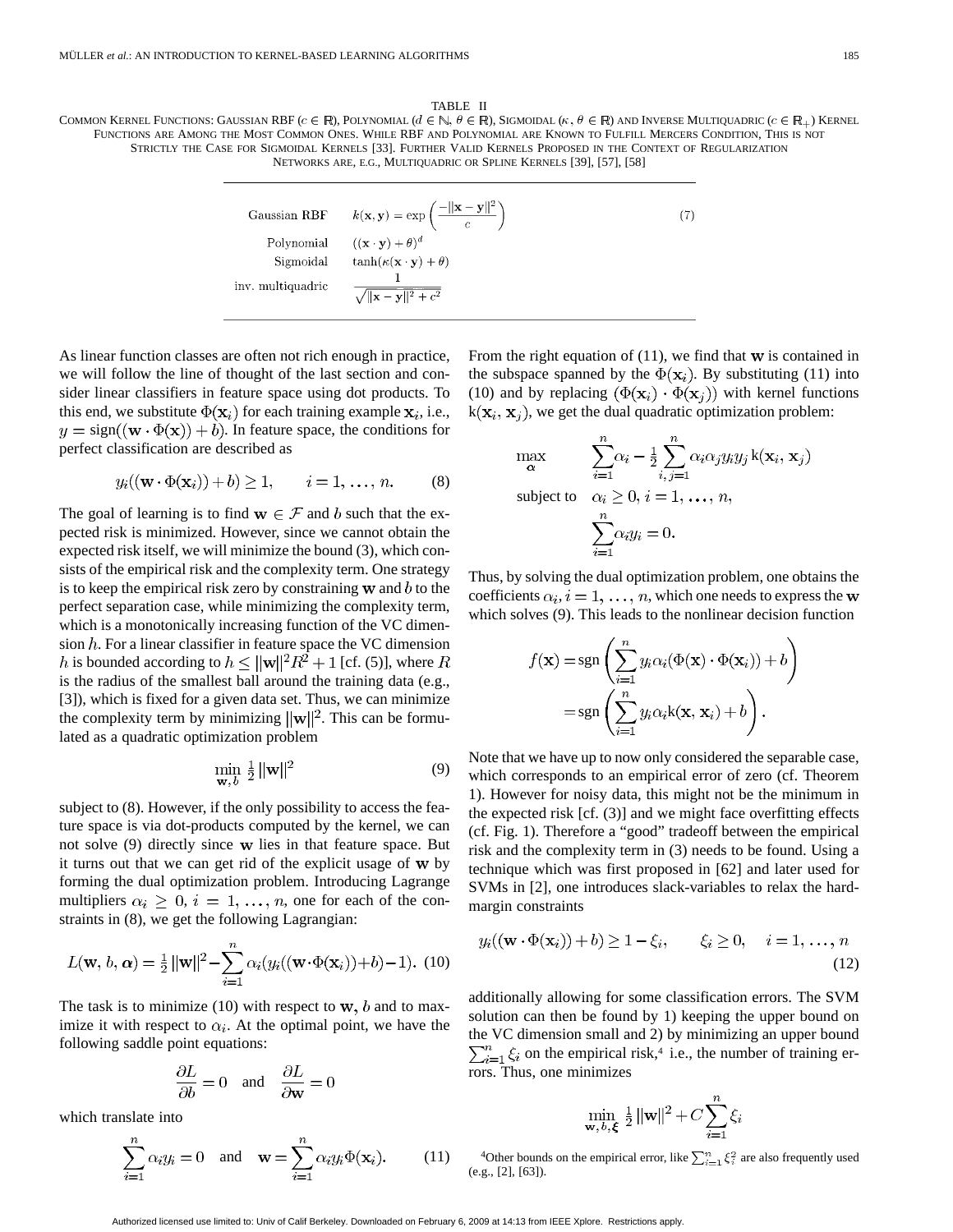TABLE II

COMMON KERNEL FUNCTIONS: GAUSSIAN RBF ($c \in \mathbb{R}$), POLYNOMIAL ($d \in \mathbb{N}$, $\theta \in \mathbb{R}$), SIGMOIDAL ($\kappa$, $\theta \in \mathbb{R}$) AND INVERSE MULTIQUADRIC ($c \in \mathbb{R}_+$) KERNEL FUNCTIONS ARE AMONG THE MOST COMMON ONES. WHILE RBF AND POLYNOMIAL ARE KNOWN TO FULFILL MERCERS CONDITION, THIS IS NOT STRICTLY THE CASE FOR SIGMOIDAL KERNELS [33]. FURTHER VALID KERNELS PROPOSED IN THE CONTEXT OF REGULARIZATION NETWORKS ARE, E.G., MULTIQUADRIC OR SPLINE KERNELS [39], [57], [58]

| | | |
|---|---|---|
| Gaussian RBF | $k(\mathbf{x}, \mathbf{y}) = \exp\left(\frac{-\|\mathbf{x}-\mathbf{y}\|^2}{c}\right)$ | (7) |
| Polynomial | $((\mathbf{x} \cdot \mathbf{y}) + \theta)^d$ | |
| Sigmoidal | $\tanh(\kappa(\mathbf{x} \cdot \mathbf{y}) + \theta)$ | |
| inv. multiquadric | $\frac{1}{\sqrt{\|\mathbf{x}-\mathbf{y}\|^2 + c^2}}$ | |

As linear function classes are often not rich enough in practice, we will follow the line of thought of the last section and consider linear classifiers in feature space using dot products. To this end, we substitute $\Phi(\mathbf{x}_i)$ for each training example $\mathbf{x}_i$, i.e., $y = \text{sign}((\mathbf{w} \cdot \Phi(\mathbf{x})) + b)$. In feature space, the conditions for perfect classification are described as

$$y_i((\mathbf{w} \cdot \Phi(\mathbf{x}_i)) + b) \geq 1, \qquad i = 1, \ldots, n. \tag{8}$$

The goal of learning is to find $\mathbf{w} \in \mathcal{F}$ and $b$ such that the expected risk is minimized. However, since we cannot obtain the expected risk itself, we will minimize the bound (3), which consists of the empirical risk and the complexity term. One strategy is to keep the empirical risk zero by constraining $\mathbf{w}$ and $b$ to the perfect separation case, while minimizing the complexity term, which is a monotonically increasing function of the VC dimension $h$. For a linear classifier in feature space the VC dimension $h$ is bounded according to $h \leq \|\mathbf{w}\|^2 R^2 + 1$ [cf. (5)], where $R$ is the radius of the smallest ball around the training data (e.g., [3]), which is fixed for a given data set. Thus, we can minimize the complexity term by minimizing $\|\mathbf{w}\|^2$. This can be formulated as a quadratic optimization problem

$$\min_{\mathbf{w}, b} \frac{1}{2} \|\mathbf{w}\|^2 \tag{9}$$

subject to (8). However, if the only possibility to access the feature space is via dot-products computed by the kernel, we can not solve (9) directly since $\mathbf{w}$ lies in that feature space. But it turns out that we can get rid of the explicit usage of $\mathbf{w}$ by forming the dual optimization problem. Introducing Lagrange multipliers $\alpha_i \geq 0$, $i = 1, \ldots, n$, one for each of the constraints in (8), we get the following Lagrangian:

$$L(\mathbf{w}, b, \boldsymbol{\alpha}) = \frac{1}{2} \|\mathbf{w}\|^2 - \sum_{i=1}^{n} \alpha_i (y_i((\mathbf{w} \cdot \Phi(\mathbf{x}_i)) + b) - 1). \tag{10}$$

The task is to minimize (10) with respect to $\mathbf{w}, b$ and to maximize it with respect to $\alpha_i$. At the optimal point, we have the following saddle point equations:

$$\frac{\partial L}{\partial b} = 0 \quad \text{and} \quad \frac{\partial L}{\partial \mathbf{w}} = 0$$

which translate into

$$\sum_{i=1}^{n} \alpha_i y_i = 0 \quad \text{and} \quad \mathbf{w} = \sum_{i=1}^{n} \alpha_i y_i \Phi(\mathbf{x}_i). \tag{11}$$

From the right equation of (11), we find that $\mathbf{w}$ is contained in the subspace spanned by the $\Phi(\mathbf{x}_i)$. By substituting (11) into (10) and by replacing $(\Phi(\mathbf{x}_i) \cdot \Phi(\mathbf{x}_j))$ with kernel functions $\mathrm{k}(\mathbf{x}_i, \mathbf{x}_j)$, we get the dual quadratic optimization problem:

$$\begin{aligned}
\max_{\boldsymbol{\alpha}} \quad & \sum_{i=1}^{n} \alpha_i - \frac{1}{2} \sum_{i,j=1}^{n} \alpha_i \alpha_j y_i y_j \, \mathrm{k}(\mathbf{x}_i, \mathbf{x}_j) \\
\text{subject to} \quad & \alpha_i \geq 0, \; i = 1, \ldots, n, \\
& \sum_{i=1}^{n} \alpha_i y_i = 0.
\end{aligned}$$

Thus, by solving the dual optimization problem, one obtains the coefficients $\alpha_i$, $i = 1, \ldots, n$, which one needs to express the $\mathbf{w}$ which solves (9). This leads to the nonlinear decision function

$$\begin{aligned}
f(\mathbf{x}) &= \text{sgn}\left(\sum_{i=1}^{n} y_i \alpha_i (\Phi(\mathbf{x}) \cdot \Phi(\mathbf{x}_i)) + b\right) \\
&= \text{sgn}\left(\sum_{i=1}^{n} y_i \alpha_i \mathrm{k}(\mathbf{x}, \mathbf{x}_i) + b\right).
\end{aligned}$$

Note that we have up to now only considered the separable case, which corresponds to an empirical error of zero (cf. Theorem 1). However for noisy data, this might not be the minimum in the expected risk [cf. (3)] and we might face overfitting effects (cf. Fig. 1). Therefore a "good" tradeoff between the empirical risk and the complexity term in (3) needs to be found. Using a technique which was first proposed in [62] and later used for SVMs in [2], one introduces slack-variables to relax the hard-margin constraints

$$y_i((\mathbf{w} \cdot \Phi(\mathbf{x}_i)) + b) \geq 1 - \xi_i, \qquad \xi_i \geq 0, \quad i = 1, \ldots, n \tag{12}$$

additionally allowing for some classification errors. The SVM solution can then be found by 1) keeping the upper bound on the VC dimension small and 2) by minimizing an upper bound $\sum_{i=1}^{n} \xi_i$ on the empirical risk,[4] i.e., the number of training errors. Thus, one minimizes

$$\min_{\mathbf{w}, b, \boldsymbol{\xi}} \frac{1}{2} \|\mathbf{w}\|^2 + C \sum_{i=1}^{n} \xi_i$$

[4]Other bounds on the empirical error, like $\sum_{i=1}^{n} \xi_i^2$ are also frequently used (e.g., [2], [63]).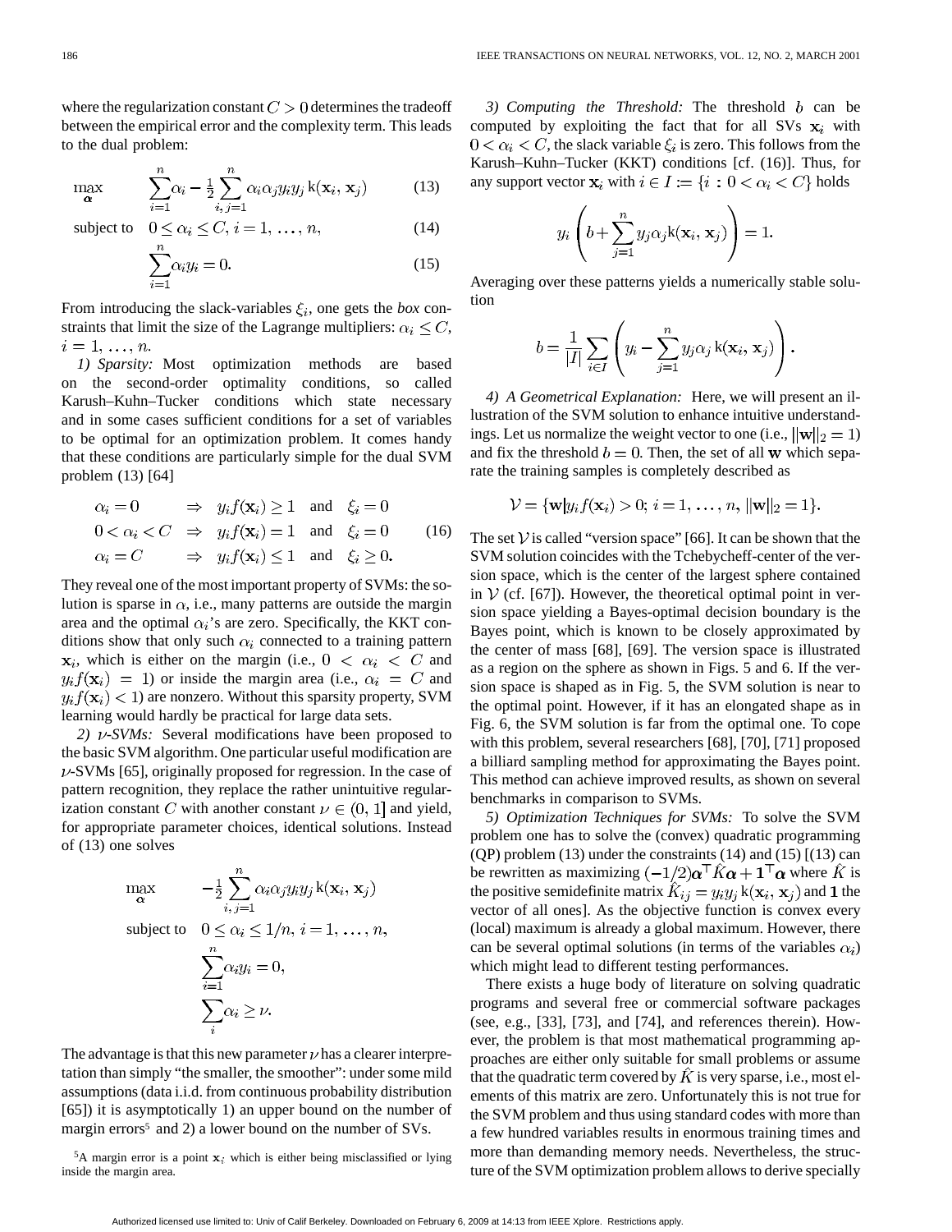where the regularization constant $C > 0$ determines the tradeoff between the empirical error and the complexity term. This leads to the dual problem:

$$\max_{\boldsymbol{\alpha}} \quad \sum_{i=1}^{n} \alpha_i - \frac{1}{2} \sum_{i,j=1}^{n} \alpha_i \alpha_j y_i y_j \, \mathrm{k}(\mathbf{x}_i, \mathbf{x}_j) \tag{13}$$

$$\text{subject to} \quad 0 \leq \alpha_i \leq C, \, i = 1, \ldots, n, \tag{14}$$

$$\sum_{i=1}^{n} \alpha_i y_i = 0. \tag{15}$$

From introducing the slack-variables $\xi_i$, one gets the *box* constraints that limit the size of the Lagrange multipliers: $\alpha_i \leq C$, $i = 1, \ldots, n$.

*1) Sparsity:* Most optimization methods are based on the second-order optimality conditions, so called Karush–Kuhn–Tucker conditions which state necessary and in some cases sufficient conditions for a set of variables to be optimal for an optimization problem. It comes handy that these conditions are particularly simple for the dual SVM problem (13) [64]

$$\begin{aligned}
\alpha_i = 0 \quad &\Rightarrow \quad y_i f(\mathbf{x}_i) \geq 1 \quad \text{and} \quad \xi_i = 0 \\
0 < \alpha_i < C \quad &\Rightarrow \quad y_i f(\mathbf{x}_i) = 1 \quad \text{and} \quad \xi_i = 0 \\
\alpha_i = C \quad &\Rightarrow \quad y_i f(\mathbf{x}_i) \leq 1 \quad \text{and} \quad \xi_i \geq 0.
\end{aligned} \tag{16}$$

They reveal one of the most important property of SVMs: the solution is sparse in $\alpha$, i.e., many patterns are outside the margin area and the optimal $\alpha_i$'s are zero. Specifically, the KKT conditions show that only such $\alpha_i$ connected to a training pattern $\mathbf{x}_i$, which is either on the margin (i.e., $0 < \alpha_i < C$ and $y_i f(\mathbf{x}_i) = 1$) or inside the margin area (i.e., $\alpha_i = C$ and $y_i f(\mathbf{x}_i) < 1$) are nonzero. Without this sparsity property, SVM learning would hardly be practical for large data sets.

*2) $\nu$-SVMs:* Several modifications have been proposed to the basic SVM algorithm. One particular useful modification are $\nu$-SVMs [65], originally proposed for regression. In the case of pattern recognition, they replace the rather unintuitive regularization constant $C$ with another constant $\nu \in (0, 1]$ and yield, for appropriate parameter choices, identical solutions. Instead of (13) one solves

$$\begin{aligned}
\max_{\boldsymbol{\alpha}} \quad & -\frac{1}{2} \sum_{i,j=1}^{n} \alpha_i \alpha_j y_i y_j \, \mathrm{k}(\mathbf{x}_i, \mathbf{x}_j) \\
\text{subject to} \quad & 0 \leq \alpha_i \leq 1/n, \, i = 1, \ldots, n, \\
& \sum_{i=1}^{n} \alpha_i y_i = 0, \\
& \sum_i \alpha_i \geq \nu.
\end{aligned}$$

The advantage is that this new parameter $\nu$ has a clearer interpretation than simply "the smaller, the smoother": under some mild assumptions (data i.i.d. from continuous probability distribution [65]) it is asymptotically 1) an upper bound on the number of margin errors[5] and 2) a lower bound on the number of SVs.

[5] A margin error is a point $\mathbf{x}_i$ which is either being misclassified or lying inside the margin area.

*3) Computing the Threshold:* The threshold $b$ can be computed by exploiting the fact that for all SVs $\mathbf{x}_i$ with $0 < \alpha_i < C$, the slack variable $\xi_i$ is zero. This follows from the Karush–Kuhn–Tucker (KKT) conditions [cf. (16)]. Thus, for any support vector $\mathbf{x}_i$ with $i \in I := \{i : 0 < \alpha_i < C\}$ holds

$$y_i \left( b + \sum_{j=1}^{n} y_j \alpha_j \, \mathrm{k}(\mathbf{x}_i, \mathbf{x}_j) \right) = 1.$$

Averaging over these patterns yields a numerically stable solution

$$b = \frac{1}{|I|} \sum_{i \in I} \left( y_i - \sum_{j=1}^{n} y_j \alpha_j \, \mathrm{k}(\mathbf{x}_i, \mathbf{x}_j) \right).$$

*4) A Geometrical Explanation:* Here, we will present an illustration of the SVM solution to enhance intuitive understandings. Let us normalize the weight vector to one (i.e., $\|\mathbf{w}\|_2 = 1$) and fix the threshold $b = 0$. Then, the set of all $\mathbf{w}$ which separate the training samples is completely described as

$$\mathcal{V} = \{\mathbf{w} | y_i f(\mathbf{x}_i) > 0; \, i = 1, \ldots, n, \, \|\mathbf{w}\|_2 = 1\}.$$

The set $\mathcal{V}$ is called "version space" [66]. It can be shown that the SVM solution coincides with the Tchebycheff-center of the version space, which is the center of the largest sphere contained in $\mathcal{V}$ (cf. [67]). However, the theoretical optimal point in version space yielding a Bayes-optimal decision boundary is the Bayes point, which is known to be closely approximated by the center of mass [68], [69]. The version space is illustrated as a region on the sphere as shown in Figs. 5 and 6. If the version space is shaped as in Fig. 5, the SVM solution is near to the optimal point. However, if it has an elongated shape as in Fig. 6, the SVM solution is far from the optimal one. To cope with this problem, several researchers [68], [70], [71] proposed a billiard sampling method for approximating the Bayes point. This method can achieve improved results, as shown on several benchmarks in comparison to SVMs.

*5) Optimization Techniques for SVMs:* To solve the SVM problem one has to solve the (convex) quadratic programming (QP) problem (13) under the constraints (14) and (15) [(13) can be rewritten as maximizing $(-1/2)\boldsymbol{\alpha}^\top \hat{K} \boldsymbol{\alpha} + \mathbf{1}^\top \boldsymbol{\alpha}$ where $\hat{K}$ is the positive semidefinite matrix $\hat{K}_{ij} = y_i y_j \, \mathrm{k}(\mathbf{x}_i, \mathbf{x}_j)$ and $\mathbf{1}$ the vector of all ones]. As the objective function is convex every (local) maximum is already a global maximum. However, there can be several optimal solutions (in terms of the variables $\alpha_i$) which might lead to different testing performances.

There exists a huge body of literature on solving quadratic programs and several free or commercial software packages (see, e.g., [33], [73], and [74], and references therein). However, the problem is that most mathematical programming approaches are either only suitable for small problems or assume that the quadratic term covered by $\hat{K}$ is very sparse, i.e., most elements of this matrix are zero. Unfortunately this is not true for the SVM problem and thus using standard codes with more than a few hundred variables results in enormous training times and more than demanding memory needs. Nevertheless, the structure of the SVM optimization problem allows to derive specially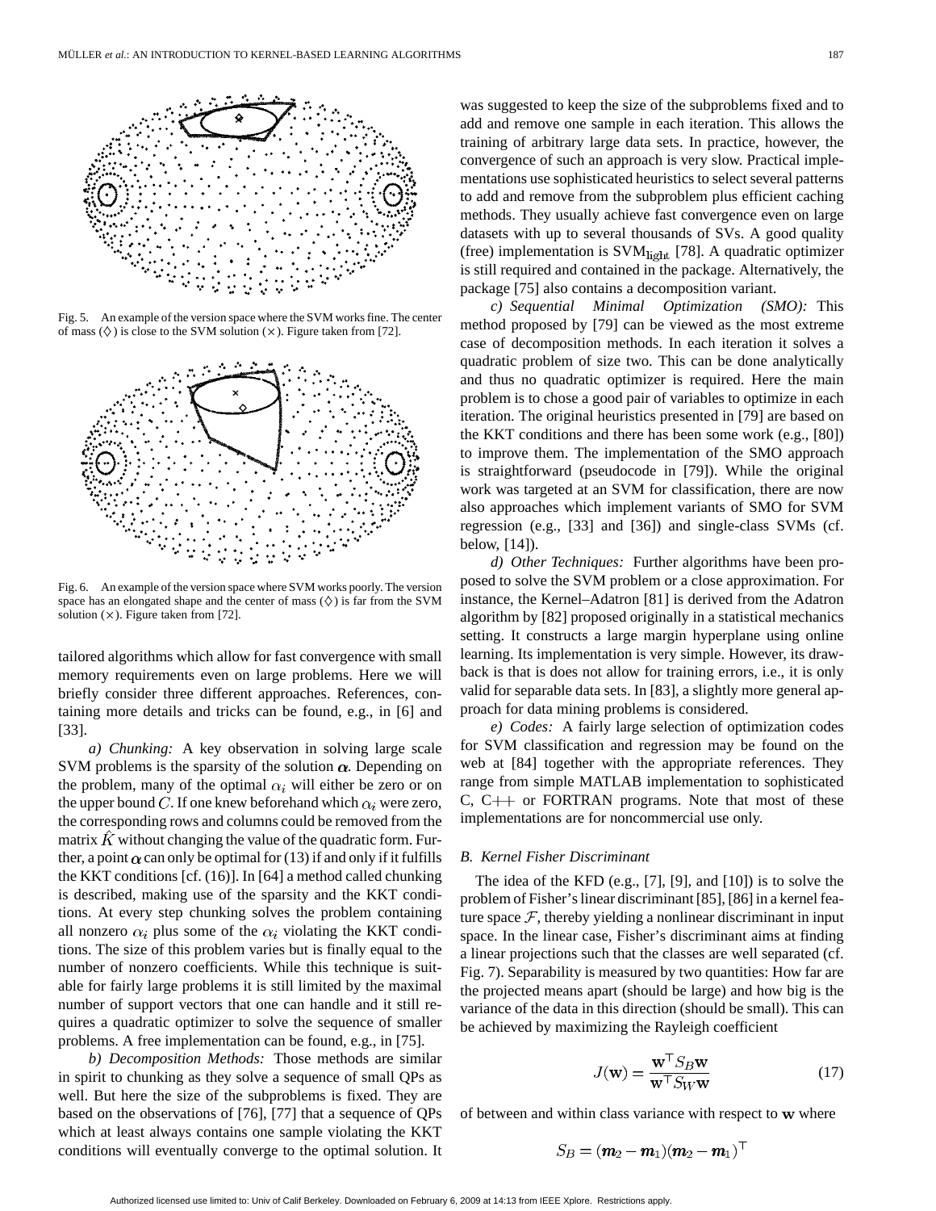Fig. 5. An example of the version space where the SVM works fine. The center of mass ($\diamond$) is close to the SVM solution ($\times$). Figure taken from [72].

Fig. 6. An example of the version space where SVM works poorly. The version space has an elongated shape and the center of mass ($\diamond$) is far from the SVM solution ($\times$). Figure taken from [72].

tailored algorithms which allow for fast convergence with small memory requirements even on large problems. Here we will briefly consider three different approaches. References, containing more details and tricks can be found, e.g., in [6] and [33].

*a) Chunking:* A key observation in solving large scale SVM problems is the sparsity of the solution $\boldsymbol{\alpha}$. Depending on the problem, many of the optimal $\alpha_i$ will either be zero or on the upper bound $C$. If one knew beforehand which $\alpha_i$ were zero, the corresponding rows and columns could be removed from the matrix $\hat{K}$ without changing the value of the quadratic form. Further, a point $\boldsymbol{\alpha}$ can only be optimal for (13) if and only if it fulfills the KKT conditions [cf. (16)]. In [64] a method called chunking is described, making use of the sparsity and the KKT conditions. At every step chunking solves the problem containing all nonzero $\alpha_i$ plus some of the $\alpha_i$ violating the KKT conditions. The size of this problem varies but is finally equal to the number of nonzero coefficients. While this technique is suitable for fairly large problems it is still limited by the maximal number of support vectors that one can handle and it still requires a quadratic optimizer to solve the sequence of smaller problems. A free implementation can be found, e.g., in [75].

*b) Decomposition Methods:* Those methods are similar in spirit to chunking as they solve a sequence of small QPs as well. But here the size of the subproblems is fixed. They are based on the observations of [76], [77] that a sequence of QPs which at least always contains one sample violating the KKT conditions will eventually converge to the optimal solution. It was suggested to keep the size of the subproblems fixed and to add and remove one sample in each iteration. This allows the training of arbitrary large data sets. In practice, however, the convergence of such an approach is very slow. Practical implementations use sophisticated heuristics to select several patterns to add and remove from the subproblem plus efficient caching methods. They usually achieve fast convergence even on large datasets with up to several thousands of SVs. A good quality (free) implementation is $\text{SVM}_{\text{light}}$ [78]. A quadratic optimizer is still required and contained in the package. Alternatively, the package [75] also contains a decomposition variant.

*c) Sequential Minimal Optimization (SMO):* This method proposed by [79] can be viewed as the most extreme case of decomposition methods. In each iteration it solves a quadratic problem of size two. This can be done analytically and thus no quadratic optimizer is required. Here the main problem is to chose a good pair of variables to optimize in each iteration. The original heuristics presented in [79] are based on the KKT conditions and there has been some work (e.g., [80]) to improve them. The implementation of the SMO approach is straightforward (pseudocode in [79]). While the original work was targeted at an SVM for classification, there are now also approaches which implement variants of SMO for SVM regression (e.g., [33] and [36]) and single-class SVMs (cf. below, [14]).

*d) Other Techniques:* Further algorithms have been proposed to solve the SVM problem or a close approximation. For instance, the Kernel–Adatron [81] is derived from the Adatron algorithm by [82] proposed originally in a statistical mechanics setting. It constructs a large margin hyperplane using online learning. Its implementation is very simple. However, its drawback is that is does not allow for training errors, i.e., it is only valid for separable data sets. In [83], a slightly more general approach for data mining problems is considered.

*e) Codes:* A fairly large selection of optimization codes for SVM classification and regression may be found on the web at [84] together with the appropriate references. They range from simple MATLAB implementation to sophisticated C, C++ or FORTRAN programs. Note that most of these implementations are for noncommercial use only.

### B. Kernel Fisher Discriminant

The idea of the KFD (e.g., [7], [9], and [10]) is to solve the problem of Fisher's linear discriminant [85], [86] in a kernel feature space $\mathcal{F}$, thereby yielding a nonlinear discriminant in input space. In the linear case, Fisher's discriminant aims at finding a linear projections such that the classes are well separated (cf. Fig. 7). Separability is measured by two quantities: How far are the projected means apart (should be large) and how big is the variance of the data in this direction (should be small). This can be achieved by maximizing the Rayleigh coefficient

$$J(\mathbf{w}) = \frac{\mathbf{w}^\top S_B \mathbf{w}}{\mathbf{w}^\top S_W \mathbf{w}} \tag{17}$$

of between and within class variance with respect to $\mathbf{w}$ where

$$S_B = (\boldsymbol{m}_2 - \boldsymbol{m}_1)(\boldsymbol{m}_2 - \boldsymbol{m}_1)^\top$$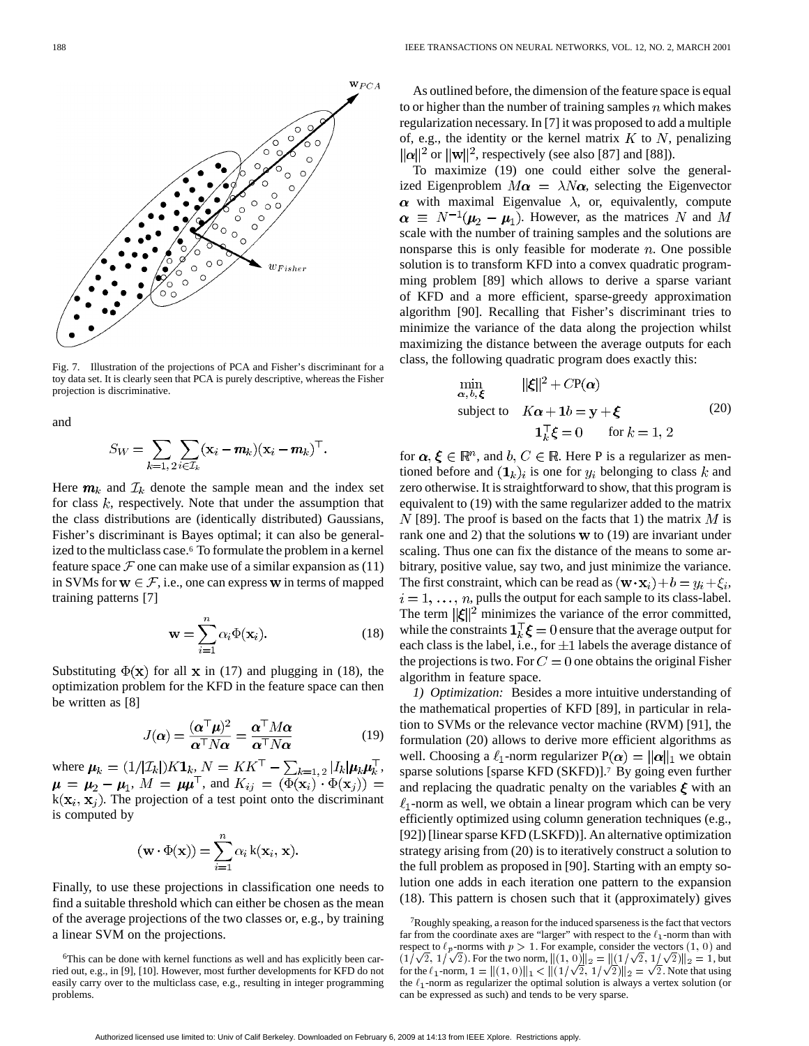Fig. 7. Illustration of the projections of PCA and Fisher's discriminant for a toy data set. It is clearly seen that PCA is purely descriptive, whereas the Fisher projection is discriminative.

and

$$S_W = \sum_{k=1,2} \sum_{i \in \mathcal{I}_k} (\mathbf{x}_i - \boldsymbol{m}_k)(\mathbf{x}_i - \boldsymbol{m}_k)^\top.$$

Here $\boldsymbol{m}_k$ and $\mathcal{I}_k$ denote the sample mean and the index set for class $k$, respectively. Note that under the assumption that the class distributions are (identically distributed) Gaussians, Fisher's discriminant is Bayes optimal; it can also be generalized to the multiclass case.[6] To formulate the problem in a kernel feature space $\mathcal{F}$ one can make use of a similar expansion as (11) in SVMs for $\mathbf{w} \in \mathcal{F}$, i.e., one can express $\mathbf{w}$ in terms of mapped training patterns [7]

$$\mathbf{w} = \sum_{i=1}^{n} \alpha_i \Phi(\mathbf{x}_i). \tag{18}$$

Substituting $\Phi(\mathbf{x})$ for all $\mathbf{x}$ in (17) and plugging in (18), the optimization problem for the KFD in the feature space can then be written as [8]

$$J(\boldsymbol{\alpha}) = \frac{(\boldsymbol{\alpha}^\top \boldsymbol{\mu})^2}{\boldsymbol{\alpha}^\top N \boldsymbol{\alpha}} = \frac{\boldsymbol{\alpha}^\top M \boldsymbol{\alpha}}{\boldsymbol{\alpha}^\top N \boldsymbol{\alpha}} \tag{19}$$

where $\boldsymbol{\mu}_k = (1/|\mathcal{I}_k|) K \mathbf{1}_k$, $N = KK^\top - \sum_{k=1,2} |I_k| \boldsymbol{\mu}_k \boldsymbol{\mu}_k^\top$, $\boldsymbol{\mu} = \boldsymbol{\mu}_2 - \boldsymbol{\mu}_1$, $M = \boldsymbol{\mu}\boldsymbol{\mu}^\top$, and $K_{ij} = (\Phi(\mathbf{x}_i) \cdot \Phi(\mathbf{x}_j)) = \mathrm{k}(\mathbf{x}_i, \mathbf{x}_j)$. The projection of a test point onto the discriminant is computed by

$$(\mathbf{w} \cdot \Phi(\mathbf{x})) = \sum_{i=1}^{n} \alpha_i \, \mathrm{k}(\mathbf{x}_i, \mathbf{x}).$$

Finally, to use these projections in classification one needs to find a suitable threshold which can either be chosen as the mean of the average projections of the two classes or, e.g., by training a linear SVM on the projections.

As outlined before, the dimension of the feature space is equal to or higher than the number of training samples $n$ which makes regularization necessary. In [7] it was proposed to add a multiple of, e.g., the identity or the kernel matrix $K$ to $N$, penalizing $\|\boldsymbol{\alpha}\|^2$ or $\|\mathbf{w}\|^2$, respectively (see also [87] and [88]).

To maximize (19) one could either solve the generalized Eigenproblem $M\boldsymbol{\alpha} = \lambda N \boldsymbol{\alpha}$, selecting the Eigenvector $\boldsymbol{\alpha}$ with maximal Eigenvalue $\lambda$, or, equivalently, compute $\boldsymbol{\alpha} \equiv N^{-1}(\boldsymbol{\mu}_2 - \boldsymbol{\mu}_1)$. However, as the matrices $N$ and $M$ scale with the number of training samples and the solutions are nonsparse this is only feasible for moderate $n$. One possible solution is to transform KFD into a convex quadratic programming problem [89] which allows to derive a sparse variant of KFD and a more efficient, sparse-greedy approximation algorithm [90]. Recalling that Fisher's discriminant tries to minimize the variance of the data along the projection whilst maximizing the distance between the average outputs for each class, the following quadratic program does exactly this:

$$\begin{aligned} \min_{\boldsymbol{\alpha}, b, \boldsymbol{\xi}} \quad & \|\boldsymbol{\xi}\|^2 + C\mathrm{P}(\boldsymbol{\alpha}) \\ \text{subject to} \quad & K\boldsymbol{\alpha} + \mathbf{1}b = \mathbf{y} + \boldsymbol{\xi} \\ & \mathbf{1}_k^\top \boldsymbol{\xi} = 0 \qquad \text{for } k = 1, 2 \end{aligned} \tag{20}$$

for $\boldsymbol{\alpha}, \boldsymbol{\xi} \in \mathbb{R}^n$, and $b, C \in \mathbb{R}$. Here P is a regularizer as mentioned before and $(\mathbf{1}_k)_i$ is one for $y_i$ belonging to class $k$ and zero otherwise. It is straightforward to show, that this program is equivalent to (19) with the same regularizer added to the matrix $N$ [89]. The proof is based on the facts that 1) the matrix $M$ is rank one and 2) that the solutions $\mathbf{w}$ to (19) are invariant under scaling. Thus one can fix the distance of the means to some arbitrary, positive value, say two, and just minimize the variance. The first constraint, which can be read as $(\mathbf{w} \cdot \mathbf{x}_i) + b = y_i + \xi_i$, $i = 1, \ldots, n$, pulls the output for each sample to its class-label. The term $\|\boldsymbol{\xi}\|^2$ minimizes the variance of the error committed, while the constraints $\mathbf{1}_k^\top \boldsymbol{\xi} = 0$ ensure that the average output for each class is the label, i.e., for $\pm 1$ labels the average distance of the projections is two. For $C = 0$ one obtains the original Fisher algorithm in feature space.

*1) Optimization:* Besides a more intuitive understanding of the mathematical properties of KFD [89], in particular in relation to SVMs or the relevance vector machine (RVM) [91], the formulation (20) allows to derive more efficient algorithms as well. Choosing a $\ell_1$-norm regularizer $\mathrm{P}(\boldsymbol{\alpha}) = \|\boldsymbol{\alpha}\|_1$ we obtain sparse solutions [sparse KFD (SKFD)].[7] By going even further and replacing the quadratic penalty on the variables $\boldsymbol{\xi}$ with an $\ell_1$-norm as well, we obtain a linear program which can be very efficiently optimized using column generation techniques (e.g., [92]) [linear sparse KFD (LSKFD)]. An alternative optimization strategy arising from (20) is to iteratively construct a solution to the full problem as proposed in [90]. Starting with an empty solution one adds in each iteration one pattern to the expansion (18). This pattern is chosen such that it (approximately) gives

[6] This can be done with kernel functions as well and has explicitly been carried out, e.g., in [9], [10]. However, most further developments for KFD do not easily carry over to the multiclass case, e.g., resulting in integer programming problems.

[7] Roughly speaking, a reason for the induced sparseness is the fact that vectors far from the coordinate axes are "larger" with respect to the $\ell_1$-norm than with respect to $\ell_p$-norms with $p > 1$. For example, consider the vectors $(1, 0)$ and $(1/\sqrt{2}, 1/\sqrt{2})$. For the two norm, $\|(1, 0)\|_2 = \|(1/\sqrt{2}, 1/\sqrt{2})\|_2 = 1$, but for the $\ell_1$-norm, $1 = \|(1, 0)\|_1 < \|(1/\sqrt{2}, 1/\sqrt{2})\|_2 = \sqrt{2}$. Note that using the $\ell_1$-norm as regularizer the optimal solution is always a vertex solution (or can be expressed as such) and tends to be very sparse.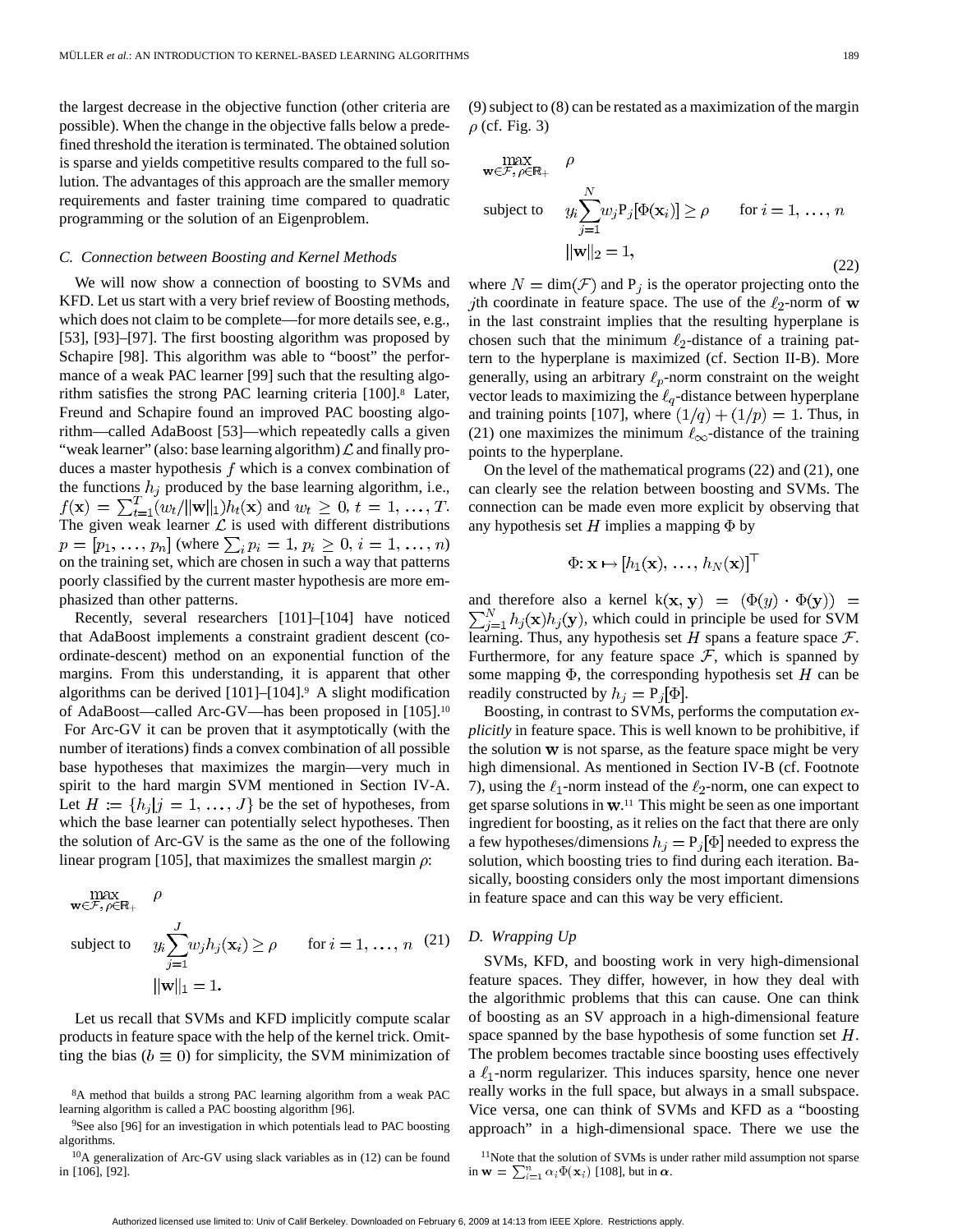the largest decrease in the objective function (other criteria are possible). When the change in the objective falls below a predefined threshold the iteration is terminated. The obtained solution is sparse and yields competitive results compared to the full solution. The advantages of this approach are the smaller memory requirements and faster training time compared to quadratic programming or the solution of an Eigenproblem.

### C. Connection between Boosting and Kernel Methods

We will now show a connection of boosting to SVMs and KFD. Let us start with a very brief review of Boosting methods, which does not claim to be complete—for more details see, e.g., [53], [93]–[97]. The first boosting algorithm was proposed by Schapire [98]. This algorithm was able to "boost" the performance of a weak PAC learner [99] such that the resulting algorithm satisfies the strong PAC learning criteria [100].[8] Later, Freund and Schapire found an improved PAC boosting algorithm—called AdaBoost [53]—which repeatedly calls a given "weak learner" (also: base learning algorithm) $\mathcal{L}$ and finally produces a master hypothesis $f$ which is a convex combination of the functions $h_j$ produced by the base learning algorithm, i.e., $f(\mathbf{x}) = \sum_{t=1}^{T}(w_t/\|\mathbf{w}\|_1)h_t(\mathbf{x})$ and $w_t \geq 0,\, t = 1, \ldots, T$. The given weak learner $\mathcal{L}$ is used with different distributions $p = [p_1, \ldots, p_n]$ (where $\sum_i p_i = 1,\, p_i \geq 0,\, i = 1, \ldots, n$) on the training set, which are chosen in such a way that patterns poorly classified by the current master hypothesis are more emphasized than other patterns.

Recently, several researchers [101]–[104] have noticed that AdaBoost implements a constraint gradient descent (coordinate-descent) method on an exponential function of the margins. From this understanding, it is apparent that other algorithms can be derived [101]–[104].[9] A slight modification of AdaBoost—called Arc-GV—has been proposed in [105].[10] For Arc-GV it can be proven that it asymptotically (with the number of iterations) finds a convex combination of all possible base hypotheses that maximizes the margin—very much in spirit to the hard margin SVM mentioned in Section IV-A. Let $H := \{h_j | j = 1, \ldots, J\}$ be the set of hypotheses, from which the base learner can potentially select hypotheses. Then the solution of Arc-GV is the same as the one of the following linear program [105], that maximizes the smallest margin $\rho$:

$$\max_{\mathbf{w}\in\mathcal{F},\, \rho\in\mathbb{R}_+} \quad \rho$$
$$\text{subject to} \quad y_i \sum_{j=1}^{J} w_j h_j(\mathbf{x}_i) \geq \rho \qquad \text{for } i = 1, \ldots, n \tag{21}$$
$$\|\mathbf{w}\|_1 = 1.$$

Let us recall that SVMs and KFD implicitly compute scalar products in feature space with the help of the kernel trick. Omitting the bias ($b \equiv 0$) for simplicity, the SVM minimization of (9) subject to (8) can be restated as a maximization of the margin $\rho$ (cf. Fig. 3)

$$\max_{\mathbf{w}\in\mathcal{F},\, \rho\in\mathbb{R}_+} \quad \rho$$
$$\text{subject to} \quad y_i \sum_{j=1}^{N} w_j \mathrm{P}_j[\Phi(\mathbf{x}_i)] \geq \rho \qquad \text{for } i = 1, \ldots, n$$
$$\|\mathbf{w}\|_2 = 1, \tag{22}$$

where $N = \dim(\mathcal{F})$ and $\mathrm{P}_j$ is the operator projecting onto the $j$th coordinate in feature space. The use of the $\ell_2$-norm of $\mathbf{w}$ in the last constraint implies that the resulting hyperplane is chosen such that the minimum $\ell_2$-distance of a training pattern to the hyperplane is maximized (cf. Section II-B). More generally, using an arbitrary $\ell_p$-norm constraint on the weight vector leads to maximizing the $\ell_q$-distance between hyperplane and training points [107], where $(1/q) + (1/p) = 1$. Thus, in (21) one maximizes the minimum $\ell_\infty$-distance of the training points to the hyperplane.

On the level of the mathematical programs (22) and (21), one can clearly see the relation between boosting and SVMs. The connection can be made even more explicit by observing that any hypothesis set $H$ implies a mapping $\Phi$ by

$$\Phi\colon \mathbf{x} \mapsto [h_1(\mathbf{x}), \ldots, h_N(\mathbf{x})]^\top$$

and therefore also a kernel $\mathrm{k}(\mathbf{x}, \mathbf{y}) = (\Phi(y) \cdot \Phi(\mathbf{y})) = \sum_{j=1}^{N} h_j(\mathbf{x}) h_j(\mathbf{y})$, which could in principle be used for SVM learning. Thus, any hypothesis set $H$ spans a feature space $\mathcal{F}$. Furthermore, for any feature space $\mathcal{F}$, which is spanned by some mapping $\Phi$, the corresponding hypothesis set $H$ can be readily constructed by $h_j = \mathrm{P}_j[\Phi]$.

Boosting, in contrast to SVMs, performs the computation *explicitly* in feature space. This is well known to be prohibitive, if the solution $\mathbf{w}$ is not sparse, as the feature space might be very high dimensional. As mentioned in Section IV-B (cf. Footnote 7), using the $\ell_1$-norm instead of the $\ell_2$-norm, one can expect to get sparse solutions in $\mathbf{w}$.[11] This might be seen as one important ingredient for boosting, as it relies on the fact that there are only a few hypotheses/dimensions $h_j = \mathrm{P}_j[\Phi]$ needed to express the solution, which boosting tries to find during each iteration. Basically, boosting considers only the most important dimensions in feature space and can this way be very efficient.

### D. Wrapping Up

SVMs, KFD, and boosting work in very high-dimensional feature spaces. They differ, however, in how they deal with the algorithmic problems that this can cause. One can think of boosting as an SV approach in a high-dimensional feature space spanned by the base hypothesis of some function set $H$. The problem becomes tractable since boosting uses effectively a $\ell_1$-norm regularizer. This induces sparsity, hence one never really works in the full space, but always in a small subspace. Vice versa, one can think of SVMs and KFD as a "boosting approach" in a high-dimensional space. There we use the

[8] A method that builds a strong PAC learning algorithm from a weak PAC learning algorithm is called a PAC boosting algorithm [96].

[9] See also [96] for an investigation in which potentials lead to PAC boosting algorithms.

[10] A generalization of Arc-GV using slack variables as in (12) can be found in [106], [92].

[11] Note that the solution of SVMs is under rather mild assumption not sparse in $\mathbf{w} = \sum_{i=1}^{n} \alpha_i \Phi(\mathbf{x}_i)$ [108], but in $\boldsymbol{\alpha}$.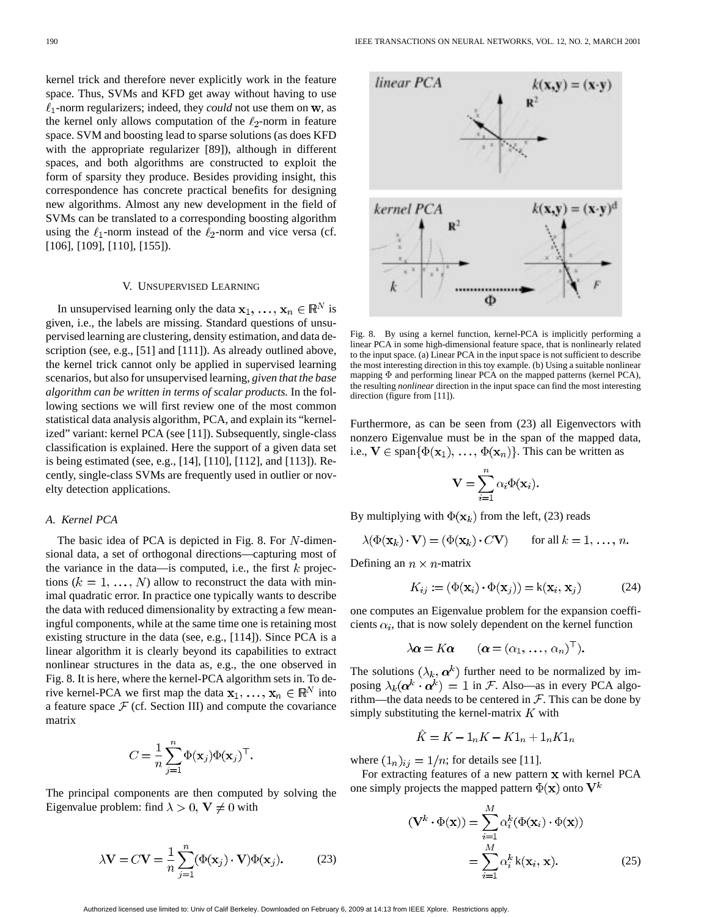kernel trick and therefore never explicitly work in the feature space. Thus, SVMs and KFD get away without having to use $\ell_1$-norm regularizers; indeed, they *could* not use them on $\mathbf{w}$, as the kernel only allows computation of the $\ell_2$-norm in feature space. SVM and boosting lead to sparse solutions (as does KFD with the appropriate regularizer [89]), although in different spaces, and both algorithms are constructed to exploit the form of sparsity they produce. Besides providing insight, this correspondence has concrete practical benefits for designing new algorithms. Almost any new development in the field of SVMs can be translated to a corresponding boosting algorithm using the $\ell_1$-norm instead of the $\ell_2$-norm and vice versa (cf. [106], [109], [110], [155]).

## V. Unsupervised Learning

In unsupervised learning only the data $\mathbf{x}_1, \ldots, \mathbf{x}_n \in \mathbb{R}^N$ is given, i.e., the labels are missing. Standard questions of unsupervised learning are clustering, density estimation, and data description (see, e.g., [51] and [111]). As already outlined above, the kernel trick cannot only be applied in supervised learning scenarios, but also for unsupervised learning, *given that the base algorithm can be written in terms of scalar products.* In the following sections we will first review one of the most common statistical data analysis algorithm, PCA, and explain its "kernelized" variant: kernel PCA (see [11]). Subsequently, single-class classification is explained. Here the support of a given data set is being estimated (see, e.g., [14], [110], [112], and [113]). Recently, single-class SVMs are frequently used in outlier or novelty detection applications.

### A. Kernel PCA

The basic idea of PCA is depicted in Fig. 8. For $N$-dimensional data, a set of orthogonal directions—capturing most of the variance in the data—is computed, i.e., the first $k$ projections ($k = 1, \ldots, N$) allow to reconstruct the data with minimal quadratic error. In practice one typically wants to describe the data with reduced dimensionality by extracting a few meaningful components, while at the same time one is retaining most existing structure in the data (see, e.g., [114]). Since PCA is a linear algorithm it is clearly beyond its capabilities to extract nonlinear structures in the data as, e.g., the one observed in Fig. 8. It is here, where the kernel-PCA algorithm sets in. To derive kernel-PCA we first map the data $\mathbf{x}_1, \ldots, \mathbf{x}_n \in \mathbb{R}^N$ into a feature space $\mathcal{F}$ (cf. Section III) and compute the covariance matrix

$$C = \frac{1}{n}\sum_{j=1}^{n} \Phi(\mathbf{x}_j)\Phi(\mathbf{x}_j)^\top.$$

The principal components are then computed by solving the Eigenvalue problem: find $\lambda > 0$, $\mathbf{V} \neq 0$ with

$$\lambda \mathbf{V} = C\mathbf{V} = \frac{1}{n}\sum_{j=1}^{n} (\Phi(\mathbf{x}_j)\cdot \mathbf{V})\Phi(\mathbf{x}_j). \tag{23}$$

Fig. 8. By using a kernel function, kernel-PCA is implicitly performing a linear PCA in some high-dimensional feature space, that is nonlinearly related to the input space. (a) Linear PCA in the input space is not sufficient to describe the most interesting direction in this toy example. (b) Using a suitable nonlinear mapping $\Phi$ and performing linear PCA on the mapped patterns (kernel PCA), the resulting *nonlinear* direction in the input space can find the most interesting direction (figure from [11]).

Furthermore, as can be seen from (23) all Eigenvectors with nonzero Eigenvalue must be in the span of the mapped data, i.e., $\mathbf{V} \in \text{span}\{\Phi(\mathbf{x}_1), \ldots, \Phi(\mathbf{x}_n)\}$. This can be written as

$$\mathbf{V} = \sum_{i=1}^{n} \alpha_i \Phi(\mathbf{x}_i).$$

By multiplying with $\Phi(\mathbf{x}_k)$ from the left, (23) reads

$$\lambda(\Phi(\mathbf{x}_k)\cdot \mathbf{V}) = (\Phi(\mathbf{x}_k)\cdot C\mathbf{V}) \qquad \text{for all } k = 1, \ldots, n.$$

Defining an $n \times n$-matrix

$$K_{ij} := (\Phi(\mathbf{x}_i)\cdot \Phi(\mathbf{x}_j)) = \mathrm{k}(\mathbf{x}_i, \mathbf{x}_j) \tag{24}$$

one computes an Eigenvalue problem for the expansion coefficients $\alpha_i$, that is now solely dependent on the kernel function

$$\lambda \boldsymbol{\alpha} = K\boldsymbol{\alpha} \qquad (\boldsymbol{\alpha} = (\alpha_1, \ldots, \alpha_n)^\top).$$

The solutions $(\lambda_k, \boldsymbol{\alpha}^k)$ further need to be normalized by imposing $\lambda_k(\boldsymbol{\alpha}^k \cdot \boldsymbol{\alpha}^k) = 1$ in $\mathcal{F}$. Also—as in every PCA algorithm—the data needs to be centered in $\mathcal{F}$. This can be done by simply substituting the kernel-matrix $K$ with

$$\hat{K} = K - 1_n K - K 1_n + 1_n K 1_n$$

where $(1_n)_{ij} = 1/n$; for details see [11].

For extracting features of a new pattern $\mathbf{x}$ with kernel PCA one simply projects the mapped pattern $\Phi(\mathbf{x})$ onto $\mathbf{V}^k$

$$\begin{aligned}(\mathbf{V}^k \cdot \Phi(\mathbf{x})) &= \sum_{i=1}^{M} \alpha_i^k (\Phi(\mathbf{x}_i)\cdot \Phi(\mathbf{x})) \\ &= \sum_{i=1}^{M} \alpha_i^k\, \mathrm{k}(\mathbf{x}_i, \mathbf{x}).\end{aligned} \tag{25}$$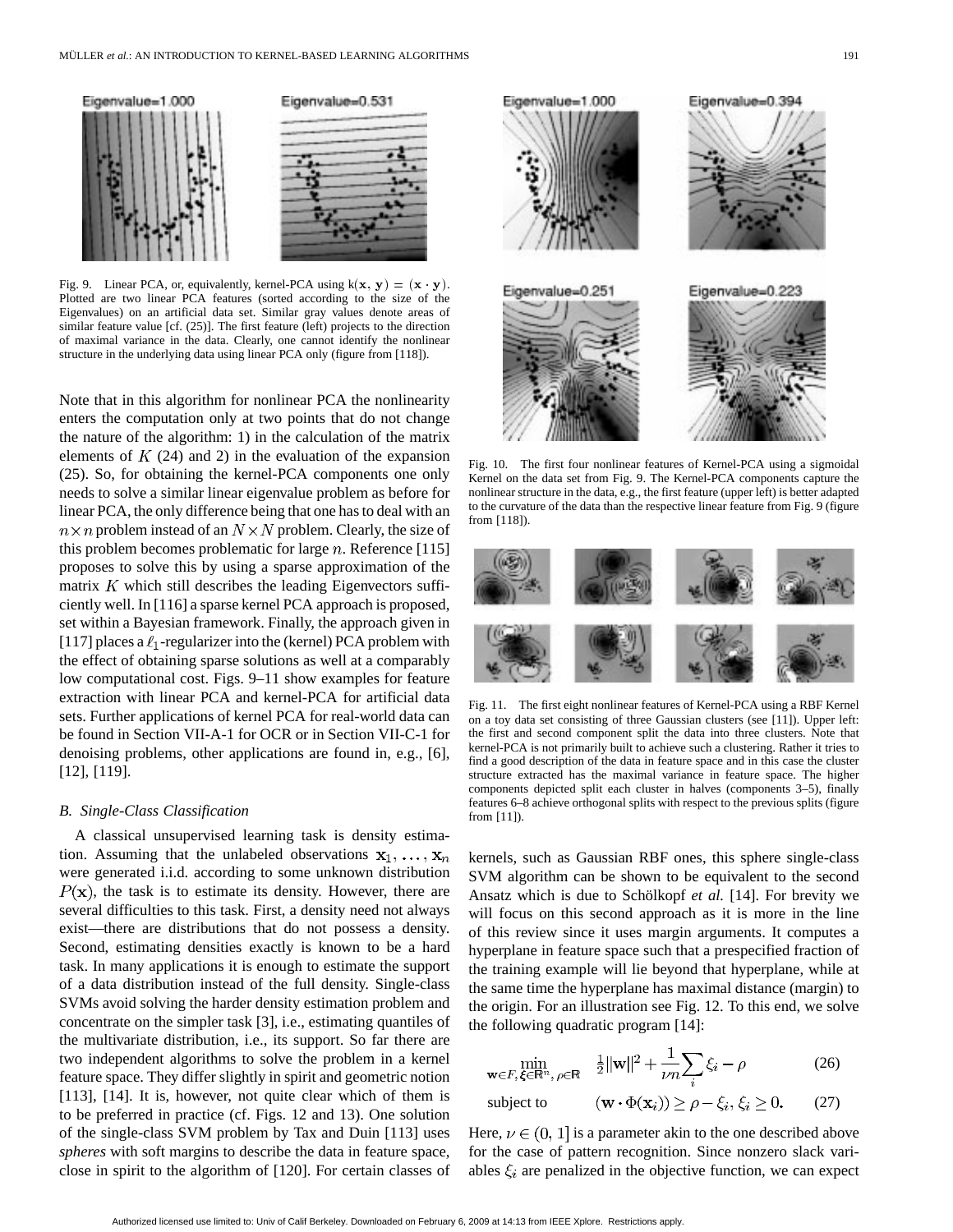Fig. 9. Linear PCA, or, equivalently, kernel-PCA using $k(\mathbf{x}, \mathbf{y}) = (\mathbf{x} \cdot \mathbf{y})$. Plotted are two linear PCA features (sorted according to the size of the Eigenvalues) on an artificial data set. Similar gray values denote areas of similar feature value [cf. (25)]. The first feature (left) projects to the direction of maximal variance in the data. Clearly, one cannot identify the nonlinear structure in the underlying data using linear PCA only (figure from [118]).

Note that in this algorithm for nonlinear PCA the nonlinearity enters the computation only at two points that do not change the nature of the algorithm: 1) in the calculation of the matrix elements of $K$ (24) and 2) in the evaluation of the expansion (25). So, for obtaining the kernel-PCA components one only needs to solve a similar linear eigenvalue problem as before for linear PCA, the only difference being that one has to deal with an $n \times n$ problem instead of an $N \times N$ problem. Clearly, the size of this problem becomes problematic for large $n$. Reference [115] proposes to solve this by using a sparse approximation of the matrix $K$ which still describes the leading Eigenvectors sufficiently well. In [116] a sparse kernel PCA approach is proposed, set within a Bayesian framework. Finally, the approach given in [117] places a $\ell_1$-regularizer into the (kernel) PCA problem with the effect of obtaining sparse solutions as well at a comparably low computational cost. Figs. 9–11 show examples for feature extraction with linear PCA and kernel-PCA for artificial data sets. Further applications of kernel PCA for real-world data can be found in Section VII-A-1 for OCR or in Section VII-C-1 for denoising problems, other applications are found in, e.g., [6], [12], [119].

Fig. 10. The first four nonlinear features of Kernel-PCA using a sigmoidal Kernel on the data set from Fig. 9. The Kernel-PCA components capture the nonlinear structure in the data, e.g., the first feature (upper left) is better adapted to the curvature of the data than the respective linear feature from Fig. 9 (figure from [118]).

Fig. 11. The first eight nonlinear features of Kernel-PCA using a RBF Kernel on a toy data set consisting of three Gaussian clusters (see [11]). Upper left: the first and second component split the data into three clusters. Note that kernel-PCA is not primarily built to achieve such a clustering. Rather it tries to find a good description of the data in feature space and in this case the cluster structure extracted has the maximal variance in feature space. The higher components depicted split each cluster in halves (components 3–5), finally features 6–8 achieve orthogonal splits with respect to the previous splits (figure from [11]).

### B. Single-Class Classification

A classical unsupervised learning task is density estimation. Assuming that the unlabeled observations $\mathbf{x}_1, \ldots, \mathbf{x}_n$ were generated i.i.d. according to some unknown distribution $P(\mathbf{x})$, the task is to estimate its density. However, there are several difficulties to this task. First, a density need not always exist—there are distributions that do not possess a density. Second, estimating densities exactly is known to be a hard task. In many applications it is enough to estimate the support of a data distribution instead of the full density. Single-class SVMs avoid solving the harder density estimation problem and concentrate on the simpler task [3], i.e., estimating quantiles of the multivariate distribution, i.e., its support. So far there are two independent algorithms to solve the problem in a kernel feature space. They differ slightly in spirit and geometric notion [113], [14]. It is, however, not quite clear which of them is to be preferred in practice (cf. Figs. 12 and 13). One solution of the single-class SVM problem by Tax and Duin [113] uses *spheres* with soft margins to describe the data in feature space, close in spirit to the algorithm of [120]. For certain classes of kernels, such as Gaussian RBF ones, this sphere single-class SVM algorithm can be shown to be equivalent to the second Ansatz which is due to Schölkopf *et al.* [14]. For brevity we will focus on this second approach as it is more in the line of this review since it uses margin arguments. It computes a hyperplane in feature space such that a prespecified fraction of the training example will lie beyond that hyperplane, while at the same time the hyperplane has maximal distance (margin) to the origin. For an illustration see Fig. 12. To this end, we solve the following quadratic program [14]:

$$\min_{\mathbf{w} \in F, \xi \in \mathbb{R}^n, \rho \in \mathbb{R}} \quad \frac{1}{2}\|\mathbf{w}\|^2 + \frac{1}{\nu n}\sum_i \xi_i - \rho \tag{26}$$

$$\text{subject to} \quad (\mathbf{w} \cdot \Phi(\mathbf{x}_i)) \geq \rho - \xi_i, \; \xi_i \geq 0. \tag{27}$$

Here, $\nu \in (0, 1]$ is a parameter akin to the one described above for the case of pattern recognition. Since nonzero slack variables $\xi_i$ are penalized in the objective function, we can expect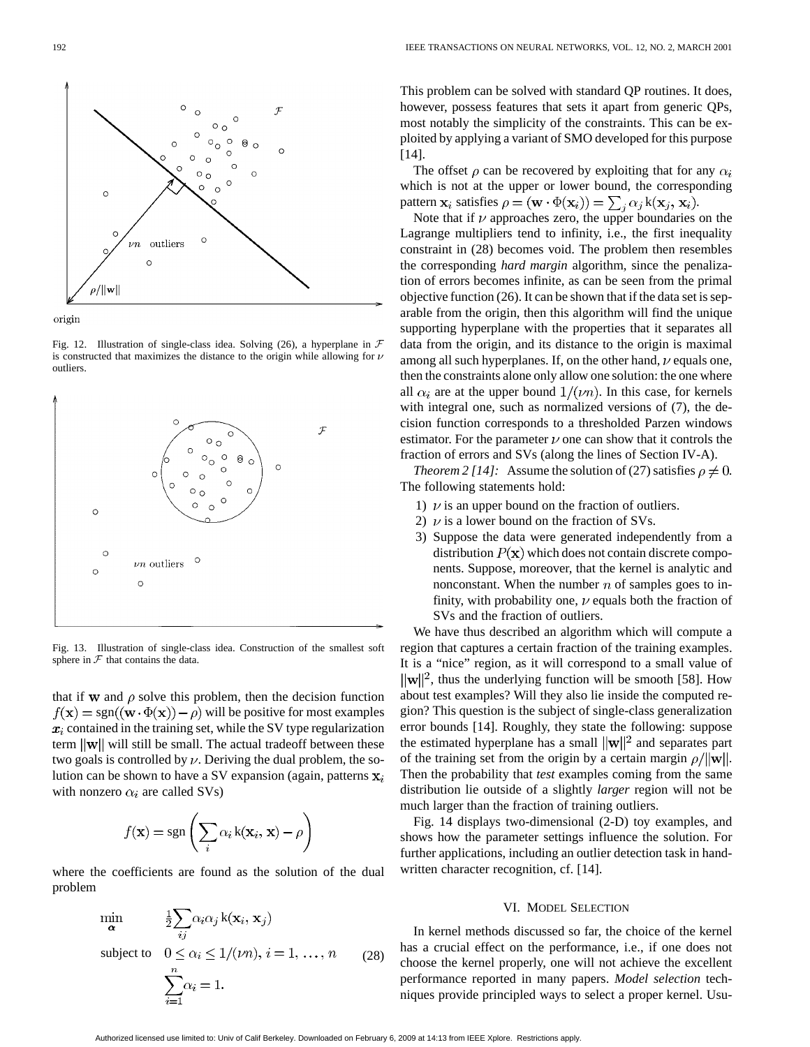Fig. 12. Illustration of single-class idea. Solving (26), a hyperplane in $\mathcal{F}$ is constructed that maximizes the distance to the origin while allowing for $\nu$ outliers.

Fig. 13. Illustration of single-class idea. Construction of the smallest soft sphere in $\mathcal{F}$ that contains the data.

that if $\mathbf{w}$ and $\rho$ solve this problem, then the decision function $f(\mathbf{x}) = \text{sgn}((\mathbf{w} \cdot \Phi(\mathbf{x})) - \rho)$ will be positive for most examples $\boldsymbol{x}_i$ contained in the training set, while the SV type regularization term $\|\mathbf{w}\|$ will still be small. The actual tradeoff between these two goals is controlled by $\nu$. Deriving the dual problem, the solution can be shown to have a SV expansion (again, patterns $\mathbf{x}_i$ with nonzero $\alpha_i$ are called SVs)

$$f(\mathbf{x}) = \text{sgn}\left(\sum_i \alpha_i \, \text{k}(\mathbf{x}_i, \mathbf{x}) - \rho\right)$$

where the coefficients are found as the solution of the dual problem

$$\begin{aligned} \min_{\boldsymbol{\alpha}} \quad & \tfrac{1}{2}\sum_{ij} \alpha_i \alpha_j \, \text{k}(\mathbf{x}_i, \mathbf{x}_j) \\ \text{subject to} \quad & 0 \leq \alpha_i \leq 1/(\nu n), \; i = 1, \ldots, n \\ & \sum_{i=1}^{n} \alpha_i = 1. \end{aligned} \tag{28}$$

This problem can be solved with standard QP routines. It does, however, possess features that sets it apart from generic QPs, most notably the simplicity of the constraints. This can be exploited by applying a variant of SMO developed for this purpose [14].

The offset $\rho$ can be recovered by exploiting that for any $\alpha_i$ which is not at the upper or lower bound, the corresponding pattern $\mathbf{x}_i$ satisfies $\rho = (\mathbf{w} \cdot \Phi(\mathbf{x}_i)) = \sum_j \alpha_j \, \text{k}(\mathbf{x}_j, \mathbf{x}_i)$.

Note that if $\nu$ approaches zero, the upper boundaries on the Lagrange multipliers tend to infinity, i.e., the first inequality constraint in (28) becomes void. The problem then resembles the corresponding *hard margin* algorithm, since the penalization of errors becomes infinite, as can be seen from the primal objective function (26). It can be shown that if the data set is separable from the origin, then this algorithm will find the unique supporting hyperplane with the properties that it separates all data from the origin, and its distance to the origin is maximal among all such hyperplanes. If, on the other hand, $\nu$ equals one, then the constraints alone only allow one solution: the one where all $\alpha_i$ are at the upper bound $1/(\nu n)$. In this case, for kernels with integral one, such as normalized versions of (7), the decision function corresponds to a thresholded Parzen windows estimator. For the parameter $\nu$ one can show that it controls the fraction of errors and SVs (along the lines of Section IV-A).

*Theorem 2 [14]:* Assume the solution of (27) satisfies $\rho \neq 0$. The following statements hold:

1) $\nu$ is an upper bound on the fraction of outliers.
2) $\nu$ is a lower bound on the fraction of SVs.
3) Suppose the data were generated independently from a distribution $P(\mathbf{x})$ which does not contain discrete components. Suppose, moreover, that the kernel is analytic and nonconstant. When the number $n$ of samples goes to infinity, with probability one, $\nu$ equals both the fraction of SVs and the fraction of outliers.

We have thus described an algorithm which will compute a region that captures a certain fraction of the training examples. It is a "nice" region, as it will correspond to a small value of $\|\mathbf{w}\|^2$, thus the underlying function will be smooth [58]. How about test examples? Will they also lie inside the computed region? This question is the subject of single-class generalization error bounds [14]. Roughly, they state the following: suppose the estimated hyperplane has a small $\|\mathbf{w}\|^2$ and separates part of the training set from the origin by a certain margin $\rho/\|\mathbf{w}\|$. Then the probability that *test* examples coming from the same distribution lie outside of a slightly *larger* region will not be much larger than the fraction of training outliers.

Fig. 14 displays two-dimensional (2-D) toy examples, and shows how the parameter settings influence the solution. For further applications, including an outlier detection task in handwritten character recognition, cf. [14].

## VI. Model Selection

In kernel methods discussed so far, the choice of the kernel has a crucial effect on the performance, i.e., if one does not choose the kernel properly, one will not achieve the excellent performance reported in many papers. *Model selection* techniques provide principled ways to select a proper kernel. Usu-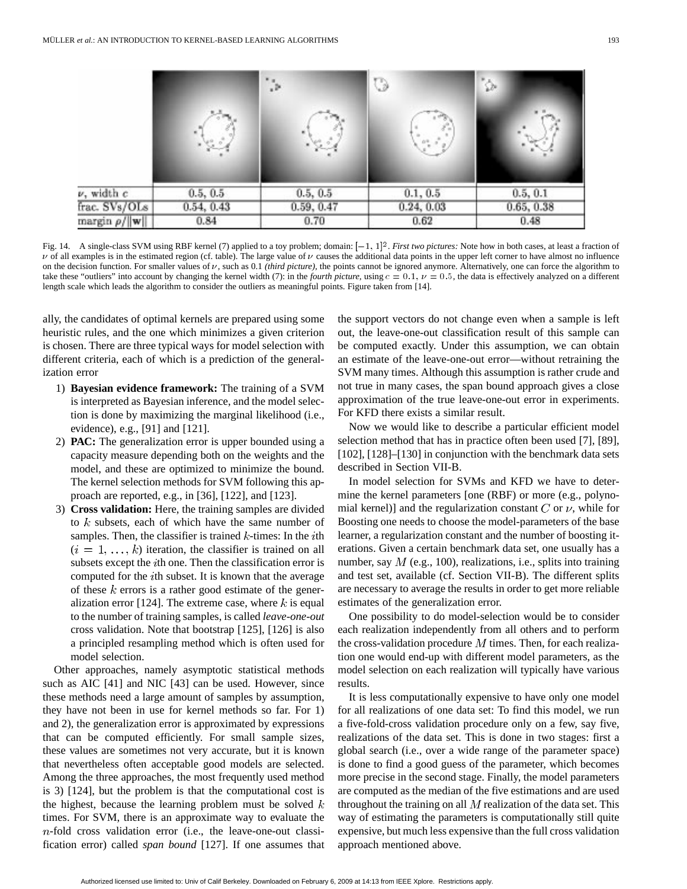| $\nu$, width $c$ | 0.5, 0.5 | 0.5, 0.5 | 0.1, 0.5 | 0.5, 0.1 |
|---|---|---|---|---|
| frac. SVs/OLs | 0.54, 0.43 | 0.59, 0.47 | 0.24, 0.03 | 0.65, 0.38 |
| margin $\rho/\|\mathbf{w}\|$ | 0.84 | 0.70 | 0.62 | 0.48 |

Fig. 14. A single-class SVM using RBF kernel (7) applied to a toy problem; domain: $[-1, 1]^2$. *First two pictures:* Note how in both cases, at least a fraction of $\nu$ of all examples is in the estimated region (cf. table). The large value of $\nu$ causes the additional data points in the upper left corner to have almost no influence on the decision function. For smaller values of $\nu$, such as 0.1 *(third picture)*, the points cannot be ignored anymore. Alternatively, one can force the algorithm to take these "outliers" into account by changing the kernel width (7): in the *fourth picture*, using $c = 0.1$, $\nu = 0.5$, the data is effectively analyzed on a different length scale which leads the algorithm to consider the outliers as meaningful points. Figure taken from [14].

ally, the candidates of optimal kernels are prepared using some heuristic rules, and the one which minimizes a given criterion is chosen. There are three typical ways for model selection with different criteria, each of which is a prediction of the generalization error

1) **Bayesian evidence framework:** The training of a SVM is interpreted as Bayesian inference, and the model selection is done by maximizing the marginal likelihood (i.e., evidence), e.g., [91] and [121].
2) **PAC:** The generalization error is upper bounded using a capacity measure depending both on the weights and the model, and these are optimized to minimize the bound. The kernel selection methods for SVM following this approach are reported, e.g., in [36], [122], and [123].
3) **Cross validation:** Here, the training samples are divided to $k$ subsets, each of which have the same number of samples. Then, the classifier is trained $k$-times: In the $i$th $(i = 1, \ldots, k)$ iteration, the classifier is trained on all subsets except the $i$th one. Then the classification error is computed for the $i$th subset. It is known that the average of these $k$ errors is a rather good estimate of the generalization error [124]. The extreme case, where $k$ is equal to the number of training samples, is called *leave-one-out* cross validation. Note that bootstrap [125], [126] is also a principled resampling method which is often used for model selection.

Other approaches, namely asymptotic statistical methods such as AIC [41] and NIC [43] can be used. However, since these methods need a large amount of samples by assumption, they have not been in use for kernel methods so far. For 1) and 2), the generalization error is approximated by expressions that can be computed efficiently. For small sample sizes, these values are sometimes not very accurate, but it is known that nevertheless often acceptable good models are selected. Among the three approaches, the most frequently used method is 3) [124], but the problem is that the computational cost is the highest, because the learning problem must be solved $k$ times. For SVM, there is an approximate way to evaluate the $n$-fold cross validation error (i.e., the leave-one-out classification error) called *span bound* [127]. If one assumes that the support vectors do not change even when a sample is left out, the leave-one-out classification result of this sample can be computed exactly. Under this assumption, we can obtain an estimate of the leave-one-out error—without retraining the SVM many times. Although this assumption is rather crude and not true in many cases, the span bound approach gives a close approximation of the true leave-one-out error in experiments. For KFD there exists a similar result.

Now we would like to describe a particular efficient model selection method that has in practice often been used [7], [89], [102], [128]–[130] in conjunction with the benchmark data sets described in Section VII-B.

In model selection for SVMs and KFD we have to determine the kernel parameters [one (RBF) or more (e.g., polynomial kernel)] and the regularization constant $C$ or $\nu$, while for Boosting one needs to choose the model-parameters of the base learner, a regularization constant and the number of boosting iterations. Given a certain benchmark data set, one usually has a number, say $M$ (e.g., 100), realizations, i.e., splits into training and test set, available (cf. Section VII-B). The different splits are necessary to average the results in order to get more reliable estimates of the generalization error.

One possibility to do model-selection would be to consider each realization independently from all others and to perform the cross-validation procedure $M$ times. Then, for each realization one would end-up with different model parameters, as the model selection on each realization will typically have various results.

It is less computationally expensive to have only one model for all realizations of one data set: To find this model, we run a five-fold-cross validation procedure only on a few, say five, realizations of the data set. This is done in two stages: first a global search (i.e., over a wide range of the parameter space) is done to find a good guess of the parameter, which becomes more precise in the second stage. Finally, the model parameters are computed as the median of the five estimations and are used throughout the training on all $M$ realization of the data set. This way of estimating the parameters is computationally still quite expensive, but much less expensive than the full cross validation approach mentioned above.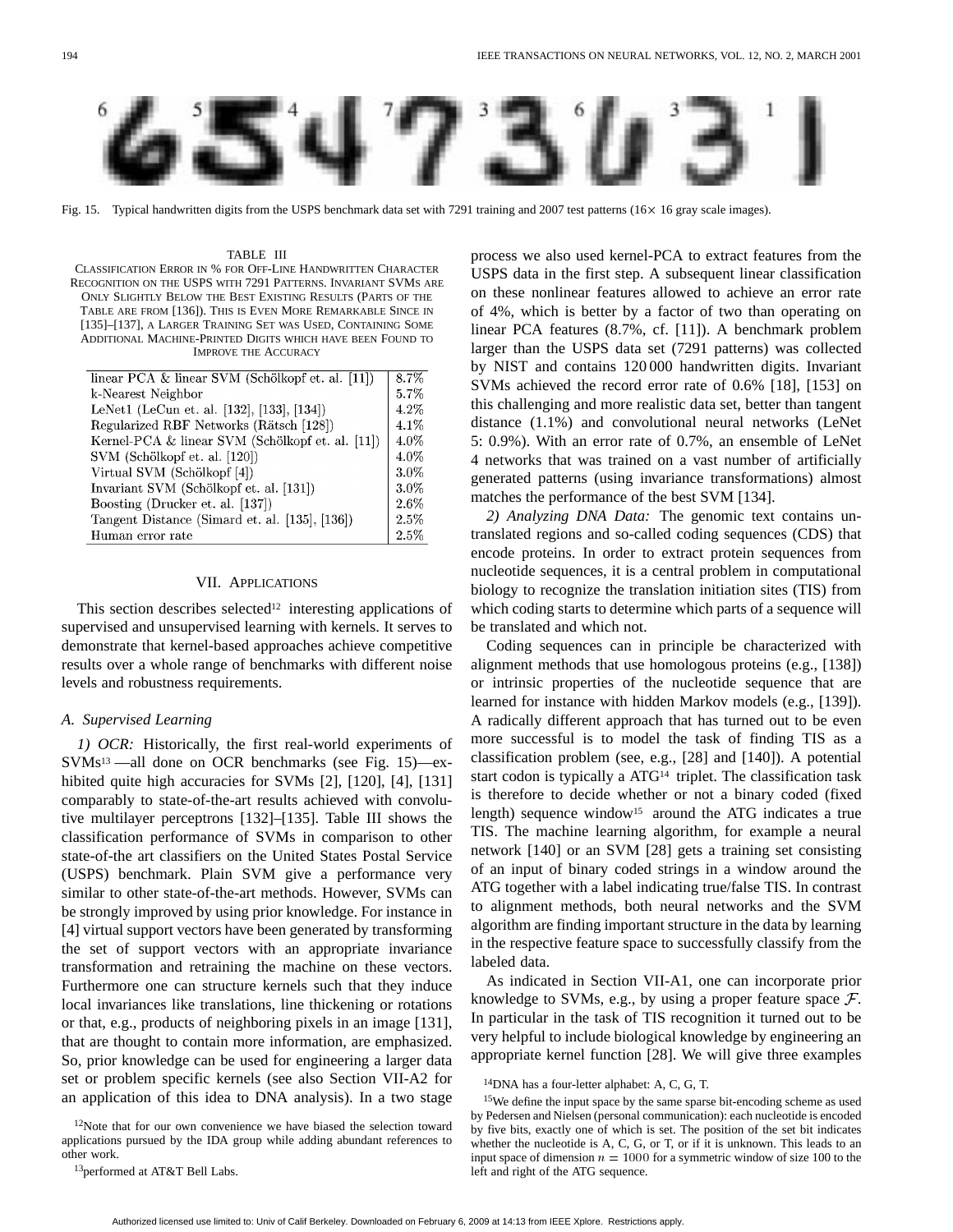Fig. 15. Typical handwritten digits from the USPS benchmark data set with 7291 training and 2007 test patterns (16× 16 gray scale images).

TABLE III
CLASSIFICATION ERROR IN % FOR OFF-LINE HANDWRITTEN CHARACTER RECOGNITION ON THE USPS WITH 7291 PATTERNS. INVARIANT SVMS ARE ONLY SLIGHTLY BELOW THE BEST EXISTING RESULTS (PARTS OF THE TABLE ARE FROM [136]). THIS IS EVEN MORE REMARKABLE SINCE IN [135]–[137], A LARGER TRAINING SET WAS USED, CONTAINING SOME ADDITIONAL MACHINE-PRINTED DIGITS WHICH HAVE BEEN FOUND TO IMPROVE THE ACCURACY

| Method | Error |
|---|---|
| linear PCA & linear SVM (Schölkopf et. al. [11]) | 8.7% |
| k-Nearest Neighbor | 5.7% |
| LeNet1 (LeCun et. al. [132], [133], [134]) | 4.2% |
| Regularized RBF Networks (Rätsch [128]) | 4.1% |
| Kernel-PCA & linear SVM (Schölkopf et. al. [11]) | 4.0% |
| SVM (Schölkopf et. al. [120]) | 4.0% |
| Virtual SVM (Schölkopf [4]) | 3.0% |
| Invariant SVM (Schölkopf et. al. [131]) | 3.0% |
| Boosting (Drucker et. al. [137]) | 2.6% |
| Tangent Distance (Simard et. al. [135], [136]) | 2.5% |
| Human error rate | 2.5% |

## VII. APPLICATIONS

This section describes selected[12] interesting applications of supervised and unsupervised learning with kernels. It serves to demonstrate that kernel-based approaches achieve competitive results over a whole range of benchmarks with different noise levels and robustness requirements.

### A. Supervised Learning

*1) OCR:* Historically, the first real-world experiments of SVMs[13] —all done on OCR benchmarks (see Fig. 15)—exhibited quite high accuracies for SVMs [2], [120], [4], [131] comparably to state-of-the-art results achieved with convolutive multilayer perceptrons [132]–[135]. Table III shows the classification performance of SVMs in comparison to other state-of-the art classifiers on the United States Postal Service (USPS) benchmark. Plain SVM give a performance very similar to other state-of-the-art methods. However, SVMs can be strongly improved by using prior knowledge. For instance in [4] virtual support vectors have been generated by transforming the set of support vectors with an appropriate invariance transformation and retraining the machine on these vectors. Furthermore one can structure kernels such that they induce local invariances like translations, line thickening or rotations or that, e.g., products of neighboring pixels in an image [131], that are thought to contain more information, are emphasized. So, prior knowledge can be used for engineering a larger data set or problem specific kernels (see also Section VII-A2 for an application of this idea to DNA analysis). In a two stage process we also used kernel-PCA to extract features from the USPS data in the first step. A subsequent linear classification on these nonlinear features allowed to achieve an error rate of 4%, which is better by a factor of two than operating on linear PCA features (8.7%, cf. [11]). A benchmark problem larger than the USPS data set (7291 patterns) was collected by NIST and contains 120 000 handwritten digits. Invariant SVMs achieved the record error rate of 0.6% [18], [153] on this challenging and more realistic data set, better than tangent distance (1.1%) and convolutional neural networks (LeNet 5: 0.9%). With an error rate of 0.7%, an ensemble of LeNet 4 networks that was trained on a vast number of artificially generated patterns (using invariance transformations) almost matches the performance of the best SVM [134].

*2) Analyzing DNA Data:* The genomic text contains untranslated regions and so-called coding sequences (CDS) that encode proteins. In order to extract protein sequences from nucleotide sequences, it is a central problem in computational biology to recognize the translation initiation sites (TIS) from which coding starts to determine which parts of a sequence will be translated and which not.

Coding sequences can in principle be characterized with alignment methods that use homologous proteins (e.g., [138]) or intrinsic properties of the nucleotide sequence that are learned for instance with hidden Markov models (e.g., [139]). A radically different approach that has turned out to be even more successful is to model the task of finding TIS as a classification problem (see, e.g., [28] and [140]). A potential start codon is typically a ATG[14] triplet. The classification task is therefore to decide whether or not a binary coded (fixed length) sequence window[15] around the ATG indicates a true TIS. The machine learning algorithm, for example a neural network [140] or an SVM [28] gets a training set consisting of an input of binary coded strings in a window around the ATG together with a label indicating true/false TIS. In contrast to alignment methods, both neural networks and the SVM algorithm are finding important structure in the data by learning in the respective feature space to successfully classify from the labeled data.

As indicated in Section VII-A1, one can incorporate prior knowledge to SVMs, e.g., by using a proper feature space $\mathcal{F}$. In particular in the task of TIS recognition it turned out to be very helpful to include biological knowledge by engineering an appropriate kernel function [28]. We will give three examples

[12]Note that for our own convenience we have biased the selection toward applications pursued by the IDA group while adding abundant references to other work.

[13]performed at AT&T Bell Labs.

[14]DNA has a four-letter alphabet: A, C, G, T.

[15]We define the input space by the same sparse bit-encoding scheme as used by Pedersen and Nielsen (personal communication): each nucleotide is encoded by five bits, exactly one of which is set. The position of the set bit indicates whether the nucleotide is A, C, G, or T, or if it is unknown. This leads to an input space of dimension $n = 1000$ for a symmetric window of size 100 to the left and right of the ATG sequence.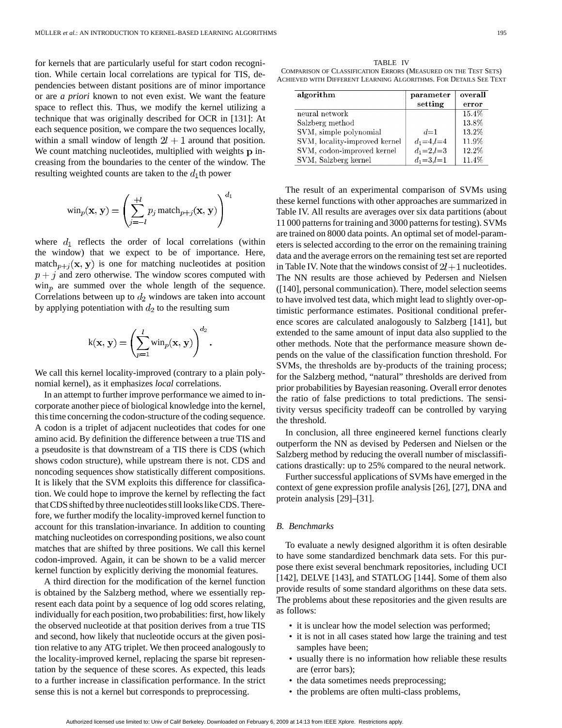for kernels that are particularly useful for start codon recognition. While certain local correlations are typical for TIS, dependencies between distant positions are of minor importance or are *a priori* known to not even exist. We want the feature space to reflect this. Thus, we modify the kernel utilizing a technique that was originally described for OCR in [131]: At each sequence position, we compare the two sequences locally, within a small window of length $2l+1$ around that position. We count matching nucleotides, multiplied with weights $\mathbf{p}$ increasing from the boundaries to the center of the window. The resulting weighted counts are taken to the $d_1$th power

$$\mathrm{win}_p(\mathbf{x}, \mathbf{y}) = \left( \sum_{j=-l}^{+l} p_j \, \mathrm{match}_{p+j}(\mathbf{x}, \mathbf{y}) \right)^{d_1}$$

where $d_1$ reflects the order of local correlations (within the window) that we expect to be of importance. Here, $\mathrm{match}_{p+j}(\mathbf{x}, \mathbf{y})$ is one for matching nucleotides at position $p+j$ and zero otherwise. The window scores computed with $\mathrm{win}_p$ are summed over the whole length of the sequence. Correlations between up to $d_2$ windows are taken into account by applying potentiation with $d_2$ to the resulting sum

$$\mathrm{k}(\mathbf{x}, \mathbf{y}) = \left( \sum_{p=1}^{l} \mathrm{win}_p(\mathbf{x}, \mathbf{y}) \right)^{d_2}.$$

We call this kernel locality-improved (contrary to a plain polynomial kernel), as it emphasizes *local* correlations.

In an attempt to further improve performance we aimed to incorporate another piece of biological knowledge into the kernel, this time concerning the codon-structure of the coding sequence. A codon is a triplet of adjacent nucleotides that codes for one amino acid. By definition the difference between a true TIS and a pseudosite is that downstream of a TIS there is CDS (which shows codon structure), while upstream there is not. CDS and noncoding sequences show statistically different compositions. It is likely that the SVM exploits this difference for classification. We could hope to improve the kernel by reflecting the fact that CDS shifted by three nucleotides still looks like CDS. Therefore, we further modify the locality-improved kernel function to account for this translation-invariance. In addition to counting matching nucleotides on corresponding positions, we also count matches that are shifted by three positions. We call this kernel codon-improved. Again, it can be shown to be a valid mercer kernel function by explicitly deriving the monomial features.

A third direction for the modification of the kernel function is obtained by the Salzberg method, where we essentially represent each data point by a sequence of log odd scores relating, individually for each position, two probabilities: first, how likely the observed nucleotide at that position derives from a true TIS and second, how likely that nucleotide occurs at the given position relative to any ATG triplet. We then proceed analogously to the locality-improved kernel, replacing the sparse bit representation by the sequence of these scores. As expected, this leads to a further increase in classification performance. In the strict sense this is not a kernel but corresponds to preprocessing.

TABLE IV
COMPARISON OF CLASSIFICATION ERRORS (MEASURED ON THE TEST SETS) ACHIEVED WITH DIFFERENT LEARNING ALGORITHMS. FOR DETAILS SEE TEXT

| algorithm | parameter setting | overall error |
|---|---|---|
| neural network | | 15.4% |
| Salzberg method | | 13.8% |
| SVM, simple polynomial | $d$=1 | 13.2% |
| SVM, locality-improved kernel | $d_1$=4,$l$=4 | 11.9% |
| SVM, codon-improved kernel | $d_1$=2,$l$=3 | 12.2% |
| SVM, Salzberg kernel | $d_1$=3,$l$=1 | 11.4% |

The result of an experimental comparison of SVMs using these kernel functions with other approaches are summarized in Table IV. All results are averages over six data partitions (about 11 000 patterns for training and 3000 patterns for testing). SVMs are trained on 8000 data points. An optimal set of model-parameters is selected according to the error on the remaining training data and the average errors on the remaining test set are reported in Table IV. Note that the windows consist of $2l+1$ nucleotides. The NN results are those achieved by Pedersen and Nielsen ([140], personal communication). There, model selection seems to have involved test data, which might lead to slightly over-optimistic performance estimates. Positional conditional preference scores are calculated analogously to Salzberg [141], but extended to the same amount of input data also supplied to the other methods. Note that the performance measure shown depends on the value of the classification function threshold. For SVMs, the thresholds are by-products of the training process; for the Salzberg method, "natural" thresholds are derived from prior probabilities by Bayesian reasoning. Overall error denotes the ratio of false predictions to total predictions. The sensitivity versus specificity tradeoff can be controlled by varying the threshold.

In conclusion, all three engineered kernel functions clearly outperform the NN as devised by Pedersen and Nielsen or the Salzberg method by reducing the overall number of misclassifications drastically: up to 25% compared to the neural network.

Further successful applications of SVMs have emerged in the context of gene expression profile analysis [26], [27], DNA and protein analysis [29]–[31].

### *B. Benchmarks*

To evaluate a newly designed algorithm it is often desirable to have some standardized benchmark data sets. For this purpose there exist several benchmark repositories, including UCI [142], DELVE [143], and STATLOG [144]. Some of them also provide results of some standard algorithms on these data sets. The problems about these repositories and the given results are as follows:

- it is unclear how the model selection was performed;
- it is not in all cases stated how large the training and test samples have been;
- usually there is no information how reliable these results are (error bars);
- the data sometimes needs preprocessing;
- the problems are often multi-class problems,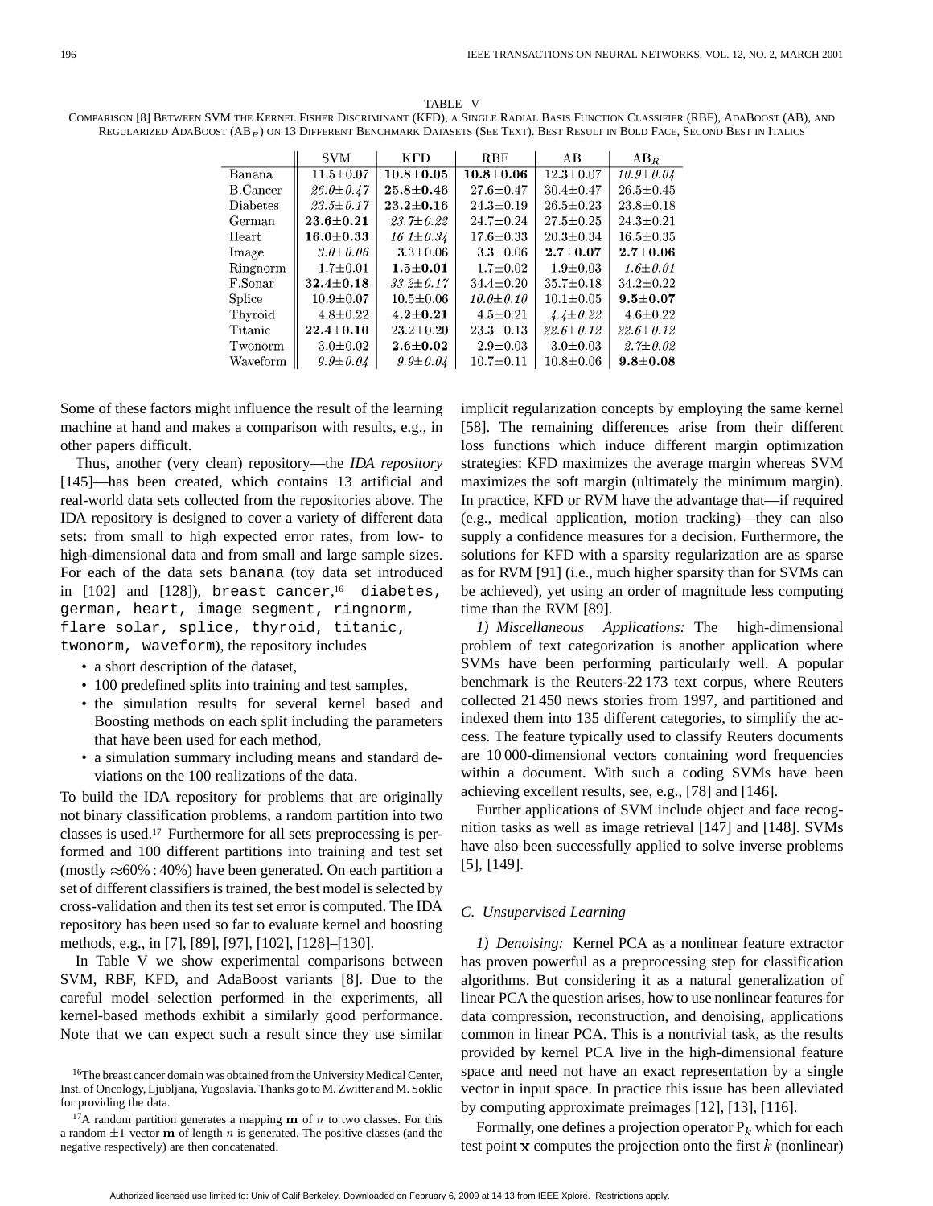TABLE V

COMPARISON [8] BETWEEN SVM THE KERNEL FISHER DISCRIMINANT (KFD), A SINGLE RADIAL BASIS FUNCTION CLASSIFIER (RBF), ADABOOST (AB), AND REGULARIZED ADABOOST ($AB_R$) ON 13 DIFFERENT BENCHMARK DATASETS (SEE TEXT). BEST RESULT IN BOLD FACE, SECOND BEST IN ITALICS

| | SVM | KFD | RBF | AB | $AB_R$ |
|---|---|---|---|---|---|
| Banana | 11.5±0.07 | **10.8±0.05** | **10.8±0.06** | 12.3±0.07 | *10.9±0.04* |
| B.Cancer | *26.0±0.47* | **25.8±0.46** | 27.6±0.47 | 30.4±0.47 | 26.5±0.45 |
| Diabetes | *23.5±0.17* | **23.2±0.16** | 24.3±0.19 | 26.5±0.23 | 23.8±0.18 |
| German | **23.6±0.21** | *23.7±0.22* | 24.7±0.24 | 27.5±0.25 | 24.3±0.21 |
| Heart | **16.0±0.33** | *16.1±0.34* | 17.6±0.33 | 20.3±0.34 | 16.5±0.35 |
| Image | *3.0±0.06* | 3.3±0.06 | 3.3±0.06 | **2.7±0.07** | **2.7±0.06** |
| Ringnorm | 1.7±0.01 | **1.5±0.01** | 1.7±0.02 | 1.9±0.03 | *1.6±0.01* |
| F.Sonar | **32.4±0.18** | *33.2±0.17* | 34.4±0.20 | 35.7±0.18 | 34.2±0.22 |
| Splice | 10.9±0.07 | 10.5±0.06 | *10.0±0.10* | 10.1±0.05 | **9.5±0.07** |
| Thyroid | 4.8±0.22 | **4.2±0.21** | 4.5±0.21 | *4.4±0.22* | 4.6±0.22 |
| Titanic | **22.4±0.10** | 23.2±0.20 | 23.3±0.13 | *22.6±0.12* | *22.6±0.12* |
| Twonorm | 3.0±0.02 | **2.6±0.02** | 2.9±0.03 | 3.0±0.03 | *2.7±0.02* |
| Waveform | *9.9±0.04* | *9.9±0.04* | 10.7±0.11 | 10.8±0.06 | **9.8±0.08** |

Some of these factors might influence the result of the learning machine at hand and makes a comparison with results, e.g., in other papers difficult.

Thus, another (very clean) repository—the *IDA repository* [145]—has been created, which contains 13 artificial and real-world data sets collected from the repositories above. The IDA repository is designed to cover a variety of different data sets: from small to high expected error rates, from low- to high-dimensional data and from small and large sample sizes. For each of the data sets `banana` (toy data set introduced in [102] and [128]), `breast cancer`,[16] `diabetes, german, heart, image segment, ringnorm, flare solar, splice, thyroid, titanic, twonorm, waveform`), the repository includes

- a short description of the dataset,
- 100 predefined splits into training and test samples,
- the simulation results for several kernel based and Boosting methods on each split including the parameters that have been used for each method,
- a simulation summary including means and standard deviations on the 100 realizations of the data.

To build the IDA repository for problems that are originally not binary classification problems, a random partition into two classes is used.[17] Furthermore for all sets preprocessing is performed and 100 different partitions into training and test set (mostly $\approx$60% : 40%) have been generated. On each partition a set of different classifiers is trained, the best model is selected by cross-validation and then its test set error is computed. The IDA repository has been used so far to evaluate kernel and boosting methods, e.g., in [7], [89], [97], [102], [128]–[130].

In Table V we show experimental comparisons between SVM, RBF, KFD, and AdaBoost variants [8]. Due to the careful model selection performed in the experiments, all kernel-based methods exhibit a similarly good performance. Note that we can expect such a result since they use similar implicit regularization concepts by employing the same kernel [58]. The remaining differences arise from their different loss functions which induce different margin optimization strategies: KFD maximizes the average margin whereas SVM maximizes the soft margin (ultimately the minimum margin). In practice, KFD or RVM have the advantage that—if required (e.g., medical application, motion tracking)—they can also supply a confidence measures for a decision. Furthermore, the solutions for KFD with a sparsity regularization are as sparse as for RVM [91] (i.e., much higher sparsity than for SVMs can be achieved), yet using an order of magnitude less computing time than the RVM [89].

*1) Miscellaneous Applications:* The high-dimensional problem of text categorization is another application where SVMs have been performing particularly well. A popular benchmark is the Reuters-22 173 text corpus, where Reuters collected 21 450 news stories from 1997, and partitioned and indexed them into 135 different categories, to simplify the access. The feature typically used to classify Reuters documents are 10 000-dimensional vectors containing word frequencies within a document. With such a coding SVMs have been achieving excellent results, see, e.g., [78] and [146].

Further applications of SVM include object and face recognition tasks as well as image retrieval [147] and [148]. SVMs have also been successfully applied to solve inverse problems [5], [149].

### C. Unsupervised Learning

*1) Denoising:* Kernel PCA as a nonlinear feature extractor has proven powerful as a preprocessing step for classification algorithms. But considering it as a natural generalization of linear PCA the question arises, how to use nonlinear features for data compression, reconstruction, and denoising, applications common in linear PCA. This is a nontrivial task, as the results provided by kernel PCA live in the high-dimensional feature space and need not have an exact representation by a single vector in input space. In practice this issue has been alleviated by computing approximate preimages [12], [13], [116].

Formally, one defines a projection operator $P_k$ which for each test point $\mathbf{x}$ computes the projection onto the first $k$ (nonlinear)

[16] The breast cancer domain was obtained from the University Medical Center, Inst. of Oncology, Ljubljana, Yugoslavia. Thanks go to M. Zwitter and M. Soklic for providing the data.

[17] A random partition generates a mapping $\mathbf{m}$ of $n$ to two classes. For this a random $\pm1$ vector $\mathbf{m}$ of length $n$ is generated. The positive classes (and the negative respectively) are then concatenated.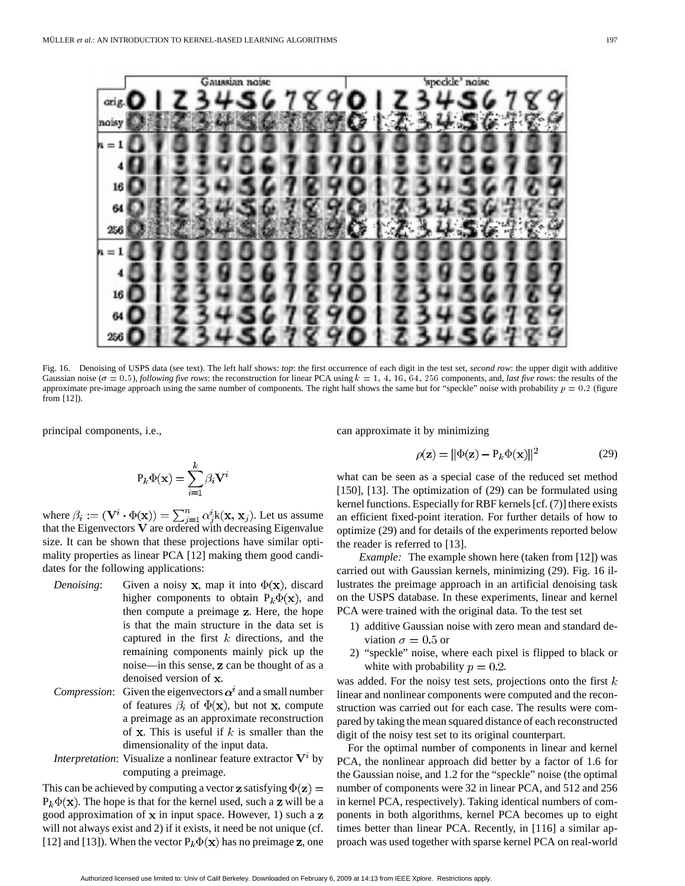Fig. 16. Denoising of USPS data (see text). The left half shows: *top*: the first occurrence of each digit in the test set, *second row*: the upper digit with additive Gaussian noise ($\sigma = 0.5$), *following five rows*: the reconstruction for linear PCA using $k = 1, 4, 16, 64, 256$ components, and, *last five rows*: the results of the approximate pre-image approach using the same number of components. The right half shows the same but for "speckle" noise with probability $p = 0.2$ (figure from [12]).

principal components, i.e.,

$$\mathrm{P}_k \Phi(\mathbf{x}) = \sum_{i=1}^{k} \beta_i \mathbf{V}^i$$

where $\beta_i := (\mathbf{V}^i \cdot \Phi(\mathbf{x})) = \sum_{j=1}^{n} \alpha_j^i \mathrm{k}(\mathbf{x}, \mathbf{x}_j)$. Let us assume that the Eigenvectors $\mathbf{V}$ are ordered with decreasing Eigenvalue size. It can be shown that these projections have similar optimality properties as linear PCA [12] making them good candidates for the following applications:

*Denoising*: Given a noisy $\mathbf{x}$, map it into $\Phi(\mathbf{x})$, discard higher components to obtain $\mathrm{P}_k\Phi(\mathbf{x})$, and then compute a preimage $\mathbf{z}$. Here, the hope is that the main structure in the data set is captured in the first $k$ directions, and the remaining components mainly pick up the noise—in this sense, $\mathbf{z}$ can be thought of as a denoised version of $\mathbf{x}$.

*Compression*: Given the eigenvectors $\boldsymbol{\alpha}^i$ and a small number of features $\beta_i$ of $\Phi(\mathbf{x})$, but not $\mathbf{x}$, compute a preimage as an approximate reconstruction of $\mathbf{x}$. This is useful if $k$ is smaller than the dimensionality of the input data.

*Interpretation*: Visualize a nonlinear feature extractor $\mathbf{V}^i$ by computing a preimage.

This can be achieved by computing a vector $\mathbf{z}$ satisfying $\Phi(\mathbf{z}) = \mathrm{P}_k\Phi(\mathbf{x})$. The hope is that for the kernel used, such a $\mathbf{z}$ will be a good approximation of $\mathbf{x}$ in input space. However, 1) such a $\mathbf{z}$ will not always exist and 2) if it exists, it need be not unique (cf. [12] and [13]). When the vector $\mathrm{P}_k\Phi(\mathbf{x})$ has no preimage $\mathbf{z}$, one can approximate it by minimizing

$$\rho(\mathbf{z}) = \|\Phi(\mathbf{z}) - \mathrm{P}_k\Phi(\mathbf{x})\|^2 \tag{29}$$

what can be seen as a special case of the reduced set method [150], [13]. The optimization of (29) can be formulated using kernel functions. Especially for RBF kernels [cf. (7)] there exists an efficient fixed-point iteration. For further details of how to optimize (29) and for details of the experiments reported below the reader is referred to [13].

*Example:* The example shown here (taken from [12]) was carried out with Gaussian kernels, minimizing (29). Fig. 16 illustrates the preimage approach in an artificial denoising task on the USPS database. In these experiments, linear and kernel PCA were trained with the original data. To the test set

1) additive Gaussian noise with zero mean and standard deviation $\sigma = 0.5$ or
2) "speckle" noise, where each pixel is flipped to black or white with probability $p = 0.2$.

was added. For the noisy test sets, projections onto the first $k$ linear and nonlinear components were computed and the reconstruction was carried out for each case. The results were compared by taking the mean squared distance of each reconstructed digit of the noisy test set to its original counterpart.

For the optimal number of components in linear and kernel PCA, the nonlinear approach did better by a factor of 1.6 for the Gaussian noise, and 1.2 for the "speckle" noise (the optimal number of components were 32 in linear PCA, and 512 and 256 in kernel PCA, respectively). Taking identical numbers of components in both algorithms, kernel PCA becomes up to eight times better than linear PCA. Recently, in [116] a similar approach was used together with sparse kernel PCA on real-world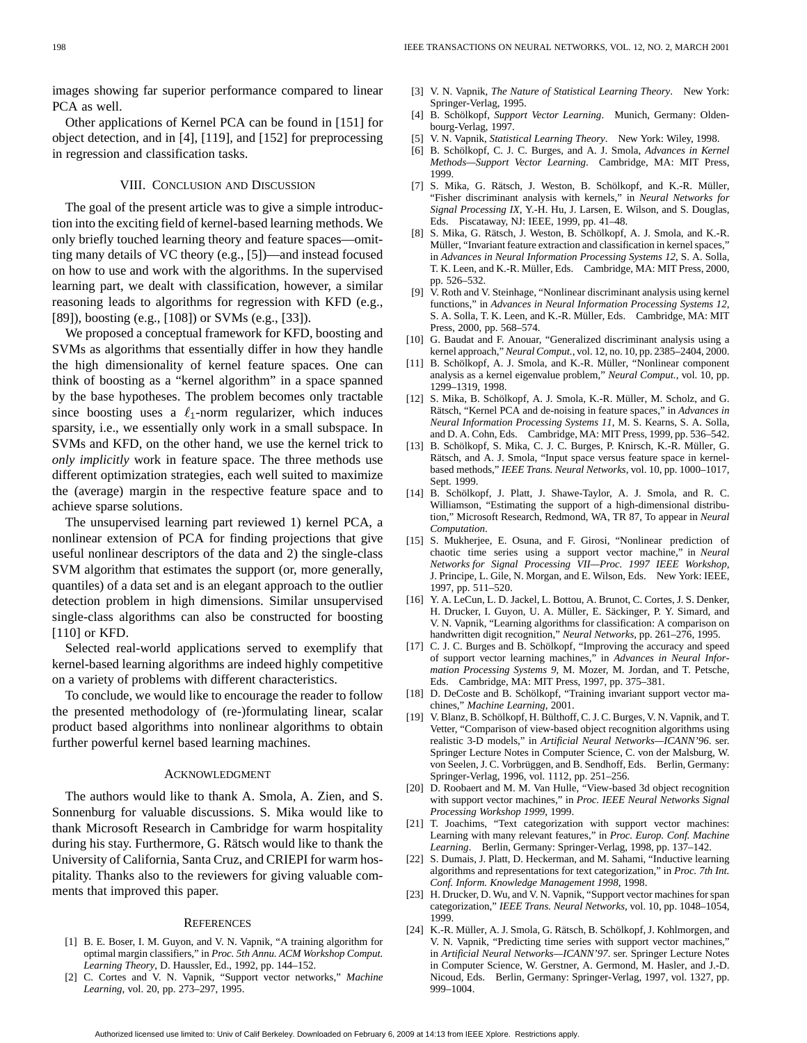images showing far superior performance compared to linear PCA as well.

Other applications of Kernel PCA can be found in [151] for object detection, and in [4], [119], and [152] for preprocessing in regression and classification tasks.

## VIII. Conclusion and Discussion

The goal of the present article was to give a simple introduction into the exciting field of kernel-based learning methods. We only briefly touched learning theory and feature spaces—omitting many details of VC theory (e.g., [5])—and instead focused on how to use and work with the algorithms. In the supervised learning part, we dealt with classification, however, a similar reasoning leads to algorithms for regression with KFD (e.g., [89]), boosting (e.g., [108]) or SVMs (e.g., [33]).

We proposed a conceptual framework for KFD, boosting and SVMs as algorithms that essentially differ in how they handle the high dimensionality of kernel feature spaces. One can think of boosting as a "kernel algorithm" in a space spanned by the base hypotheses. The problem becomes only tractable since boosting uses a $\ell_1$-norm regularizer, which induces sparsity, i.e., we essentially only work in a small subspace. In SVMs and KFD, on the other hand, we use the kernel trick to *only implicitly* work in feature space. The three methods use different optimization strategies, each well suited to maximize the (average) margin in the respective feature space and to achieve sparse solutions.

The unsupervised learning part reviewed 1) kernel PCA, a nonlinear extension of PCA for finding projections that give useful nonlinear descriptors of the data and 2) the single-class SVM algorithm that estimates the support (or, more generally, quantiles) of a data set and is an elegant approach to the outlier detection problem in high dimensions. Similar unsupervised single-class algorithms can also be constructed for boosting [110] or KFD.

Selected real-world applications served to exemplify that kernel-based learning algorithms are indeed highly competitive on a variety of problems with different characteristics.

To conclude, we would like to encourage the reader to follow the presented methodology of (re-)formulating linear, scalar product based algorithms into nonlinear algorithms to obtain further powerful kernel based learning machines.

## Acknowledgment

The authors would like to thank A. Smola, A. Zien, and S. Sonnenburg for valuable discussions. S. Mika would like to thank Microsoft Research in Cambridge for warm hospitality during his stay. Furthermore, G. Rätsch would like to thank the University of California, Santa Cruz, and CRIEPI for warm hospitality. Thanks also to the reviewers for giving valuable comments that improved this paper.

## References

[1] B. E. Boser, I. M. Guyon, and V. N. Vapnik, "A training algorithm for optimal margin classifiers," in *Proc. 5th Annu. ACM Workshop Comput. Learning Theory*, D. Haussler, Ed., 1992, pp. 144–152.

[2] C. Cortes and V. N. Vapnik, "Support vector networks," *Machine Learning*, vol. 20, pp. 273–297, 1995.

[3] V. N. Vapnik, *The Nature of Statistical Learning Theory*. New York: Springer-Verlag, 1995.

[4] B. Schölkopf, *Support Vector Learning*. Munich, Germany: Oldenbourg-Verlag, 1997.

[5] V. N. Vapnik, *Statistical Learning Theory*. New York: Wiley, 1998.

[6] B. Schölkopf, C. J. C. Burges, and A. J. Smola, *Advances in Kernel Methods—Support Vector Learning*. Cambridge, MA: MIT Press, 1999.

[7] S. Mika, G. Rätsch, J. Weston, B. Schölkopf, and K.-R. Müller, "Fisher discriminant analysis with kernels," in *Neural Networks for Signal Processing IX*, Y.-H. Hu, J. Larsen, E. Wilson, and S. Douglas, Eds. Piscataway, NJ: IEEE, 1999, pp. 41–48.

[8] S. Mika, G. Rätsch, J. Weston, B. Schölkopf, A. J. Smola, and K.-R. Müller, "Invariant feature extraction and classification in kernel spaces," in *Advances in Neural Information Processing Systems 12*, S. A. Solla, T. K. Leen, and K.-R. Müller, Eds. Cambridge, MA: MIT Press, 2000, pp. 526–532.

[9] V. Roth and V. Steinhage, "Nonlinear discriminant analysis using kernel functions," in *Advances in Neural Information Processing Systems 12*, S. A. Solla, T. K. Leen, and K.-R. Müller, Eds. Cambridge, MA: MIT Press, 2000, pp. 568–574.

[10] G. Baudat and F. Anouar, "Generalized discriminant analysis using a kernel approach," *Neural Comput.*, vol. 12, no. 10, pp. 2385–2404, 2000.

[11] B. Schölkopf, A. J. Smola, and K.-R. Müller, "Nonlinear component analysis as a kernel eigenvalue problem," *Neural Comput.*, vol. 10, pp. 1299–1319, 1998.

[12] S. Mika, B. Schölkopf, A. J. Smola, K.-R. Müller, M. Scholz, and G. Rätsch, "Kernel PCA and de-noising in feature spaces," in *Advances in Neural Information Processing Systems 11*, M. S. Kearns, S. A. Solla, and D. A. Cohn, Eds. Cambridge, MA: MIT Press, 1999, pp. 536–542.

[13] B. Schölkopf, S. Mika, C. J. C. Burges, P. Knirsch, K.-R. Müller, G. Rätsch, and A. J. Smola, "Input space versus feature space in kernel-based methods," *IEEE Trans. Neural Networks*, vol. 10, pp. 1000–1017, Sept. 1999.

[14] B. Schölkopf, J. Platt, J. Shawe-Taylor, A. J. Smola, and R. C. Williamson, "Estimating the support of a high-dimensional distribution," Microsoft Research, Redmond, WA, TR 87, To appear in *Neural Computation*.

[15] S. Mukherjee, E. Osuna, and F. Girosi, "Nonlinear prediction of chaotic time series using a support vector machine," in *Neural Networks for Signal Processing VII—Proc. 1997 IEEE Workshop*, J. Principe, L. Gile, N. Morgan, and E. Wilson, Eds. New York: IEEE, 1997, pp. 511–520.

[16] Y. A. LeCun, L. D. Jackel, L. Bottou, A. Brunot, C. Cortes, J. S. Denker, H. Drucker, I. Guyon, U. A. Müller, E. Säckinger, P. Y. Simard, and V. N. Vapnik, "Learning algorithms for classification: A comparison on handwritten digit recognition," *Neural Networks*, pp. 261–276, 1995.

[17] C. J. C. Burges and B. Schölkopf, "Improving the accuracy and speed of support vector learning machines," in *Advances in Neural Information Processing Systems 9*, M. Mozer, M. Jordan, and T. Petsche, Eds. Cambridge, MA: MIT Press, 1997, pp. 375–381.

[18] D. DeCoste and B. Schölkopf, "Training invariant support vector machines," *Machine Learning*, 2001.

[19] V. Blanz, B. Schölkopf, H. Bülthoff, C. J. C. Burges, V. N. Vapnik, and T. Vetter, "Comparison of view-based object recognition algorithms using realistic 3-D models," in *Artificial Neural Networks—ICANN'96*. ser. Springer Lecture Notes in Computer Science, C. von der Malsburg, W. von Seelen, J. C. Vorbrüggen, and B. Sendhoff, Eds. Berlin, Germany: Springer-Verlag, 1996, vol. 1112, pp. 251–256.

[20] D. Roobaert and M. M. Van Hulle, "View-based 3d object recognition with support vector machines," in *Proc. IEEE Neural Networks Signal Processing Workshop 1999*, 1999.

[21] T. Joachims, "Text categorization with support vector machines: Learning with many relevant features," in *Proc. Europ. Conf. Machine Learning*. Berlin, Germany: Springer-Verlag, 1998, pp. 137–142.

[22] S. Dumais, J. Platt, D. Heckerman, and M. Sahami, "Inductive learning algorithms and representations for text categorization," in *Proc. 7th Int. Conf. Inform. Knowledge Management 1998*, 1998.

[23] H. Drucker, D. Wu, and V. N. Vapnik, "Support vector machines for span categorization," *IEEE Trans. Neural Networks*, vol. 10, pp. 1048–1054, 1999.

[24] K.-R. Müller, A. J. Smola, G. Rätsch, B. Schölkopf, J. Kohlmorgen, and V. N. Vapnik, "Predicting time series with support vector machines," in *Artificial Neural Networks—ICANN'97*. ser. Springer Lecture Notes in Computer Science, W. Gerstner, A. Germond, M. Hasler, and J.-D. Nicoud, Eds. Berlin, Germany: Springer-Verlag, 1997, vol. 1327, pp. 999–1004.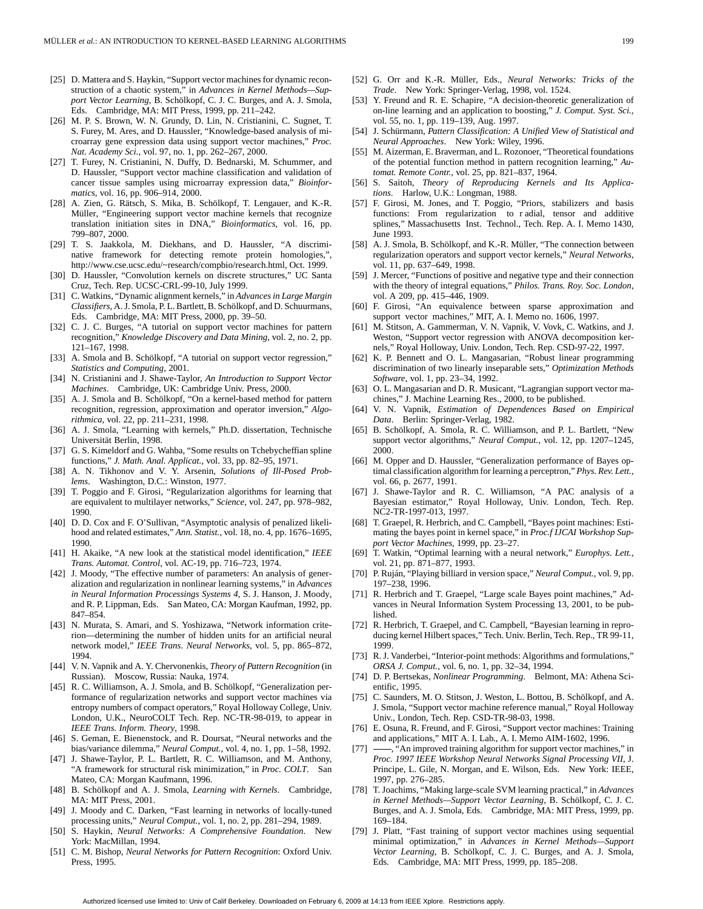[25] D. Mattera and S. Haykin, "Support vector machines for dynamic reconstruction of a chaotic system," in *Advances in Kernel Methods—Support Vector Learning*, B. Schölkopf, C. J. C. Burges, and A. J. Smola, Eds. Cambridge, MA: MIT Press, 1999, pp. 211–242.

[26] M. P. S. Brown, W. N. Grundy, D. Lin, N. Cristianini, C. Sugnet, T. S. Furey, M. Ares, and D. Haussler, "Knowledge-based analysis of microarray gene expression data using support vector machines," *Proc. Nat. Academy Sci.*, vol. 97, no. 1, pp. 262–267, 2000.

[27] T. Furey, N. Cristianini, N. Duffy, D. Bednarski, M. Schummer, and D. Haussler, "Support vector machine classification and validation of cancer tissue samples using microarray expression data," *Bioinformatics*, vol. 16, pp. 906–914, 2000.

[28] A. Zien, G. Rätsch, S. Mika, B. Schölkopf, T. Lengauer, and K.-R. Müller, "Engineering support vector machine kernels that recognize translation initiation sites in DNA," *Bioinformatics*, vol. 16, pp. 799–807, 2000.

[29] T. S. Jaakkola, M. Diekhans, and D. Haussler, "A discriminative framework for detecting remote protein homologies,", http://www.cse.ucsc.edu/~research/compbio/research.html, Oct. 1999.

[30] D. Haussler, "Convolution kernels on discrete structures," UC Santa Cruz, Tech. Rep. UCSC-CRL-99-10, July 1999.

[31] C. Watkins, "Dynamic alignment kernels," in *Advances in Large Margin Classifiers*, A. J. Smola, P. L. Bartlett, B. Schölkopf, and D. Schuurmans, Eds. Cambridge, MA: MIT Press, 2000, pp. 39–50.

[32] C. J. C. Burges, "A tutorial on support vector machines for pattern recognition," *Knowledge Discovery and Data Mining*, vol. 2, no. 2, pp. 121–167, 1998.

[33] A. Smola and B. Schölkopf, "A tutorial on support vector regression," *Statistics and Computing*, 2001.

[34] N. Cristianini and J. Shawe-Taylor, *An Introduction to Support Vector Machines*. Cambridge, UK: Cambridge Univ. Press, 2000.

[35] A. J. Smola and B. Schölkopf, "On a kernel-based method for pattern recognition, regression, approximation and operator inversion," *Algorithmica*, vol. 22, pp. 211–231, 1998.

[36] A. J. Smola, "Learning with kernels," Ph.D. dissertation, Technische Universität Berlin, 1998.

[37] G. S. Kimeldorf and G. Wahba, "Some results on Tchebycheffian spline functions," *J. Math. Anal. Applicat.*, vol. 33, pp. 82–95, 1971.

[38] A. N. Tikhonov and V. Y. Arsenin, *Solutions of Ill-Posed Problems*. Washington, D.C.: Winston, 1977.

[39] T. Poggio and F. Girosi, "Regularization algorithms for learning that are equivalent to multilayer networks," *Science*, vol. 247, pp. 978–982, 1990.

[40] D. D. Cox and F. O'Sullivan, "Asymptotic analysis of penalized likelihood and related estimates," *Ann. Statist.*, vol. 18, no. 4, pp. 1676–1695, 1990.

[41] H. Akaike, "A new look at the statistical model identification," *IEEE Trans. Automat. Control*, vol. AC-19, pp. 716–723, 1974.

[42] J. Moody, "The effective number of parameters: An analysis of generalization and regularization in nonlinear learning systems," in *Advances in Neural Information Processings Systems 4*, S. J. Hanson, J. Moody, and R. P. Lippman, Eds. San Mateo, CA: Morgan Kaufman, 1992, pp. 847–854.

[43] N. Murata, S. Amari, and S. Yoshizawa, "Network information criterion—determining the number of hidden units for an artificial neural network model," *IEEE Trans. Neural Networks*, vol. 5, pp. 865–872, 1994.

[44] V. N. Vapnik and A. Y. Chervonenkis, *Theory of Pattern Recognition* (in Russian). Moscow, Russia: Nauka, 1974.

[45] R. C. Williamson, A. J. Smola, and B. Schölkopf, "Generalization performance of regularization networks and support vector machines via entropy numbers of compact operators," Royal Holloway College, Univ. London, U.K., NeuroCOLT Tech. Rep. NC-TR-98-019, to appear in *IEEE Trans. Inform. Theory*, 1998.

[46] S. Geman, E. Bienenstock, and R. Doursat, "Neural networks and the bias/variance dilemma," *Neural Comput.*, vol. 4, no. 1, pp. 1–58, 1992.

[47] J. Shawe-Taylor, P. L. Bartlett, R. C. Williamson, and M. Anthony, "A framework for structural risk minimization," in *Proc. COLT*. San Mateo, CA: Morgan Kaufmann, 1996.

[48] B. Schölkopf and A. J. Smola, *Learning with Kernels*. Cambridge, MA: MIT Press, 2001.

[49] J. Moody and C. Darken, "Fast learning in networks of locally-tuned processing units," *Neural Comput.*, vol. 1, no. 2, pp. 281–294, 1989.

[50] S. Haykin, *Neural Networks: A Comprehensive Foundation*. New York: MacMillan, 1994.

[51] C. M. Bishop, *Neural Networks for Pattern Recognition*: Oxford Univ. Press, 1995.

[52] G. Orr and K.-R. Müller, Eds., *Neural Networks: Tricks of the Trade*. New York: Springer-Verlag, 1998, vol. 1524.

[53] Y. Freund and R. E. Schapire, "A decision-theoretic generalization of on-line learning and an application to boosting," *J. Comput. Syst. Sci.*, vol. 55, no. 1, pp. 119–139, Aug. 1997.

[54] J. Schürmann, *Pattern Classification: A Unified View of Statistical and Neural Approaches*. New York: Wiley, 1996.

[55] M. Aizerman, E. Braverman, and L. Rozonoer, "Theoretical foundations of the potential function method in pattern recognition learning," *Automat. Remote Contr.*, vol. 25, pp. 821–837, 1964.

[56] S. Saitoh, *Theory of Reproducing Kernels and Its Applications*. Harlow, U.K.: Longman, 1988.

[57] F. Girosi, M. Jones, and T. Poggio, "Priors, stabilizers and basis functions: From regularization to r adial, tensor and additive splines," Massachusetts Inst. Technol., Tech. Rep. A. I. Memo 1430, June 1993.

[58] A. J. Smola, B. Schölkopf, and K.-R. Müller, "The connection between regularization operators and support vector kernels," *Neural Networks*, vol. 11, pp. 637–649, 1998.

[59] J. Mercer, "Functions of positive and negative type and their connection with the theory of integral equations," *Philos. Trans. Roy. Soc. London*, vol. A 209, pp. 415–446, 1909.

[60] F. Girosi, "An equivalence between sparse approximation and support vector machines," MIT, A. I. Memo no. 1606, 1997.

[61] M. Stitson, A. Gammerman, V. N. Vapnik, V. Vovk, C. Watkins, and J. Weston, "Support vector regression with ANOVA decomposition kernels," Royal Holloway, Univ. London, Tech. Rep. CSD-97-22, 1997.

[62] K. P. Bennett and O. L. Mangasarian, "Robust linear programming discrimination of two linearly inseparable sets," *Optimization Methods Software*, vol. 1, pp. 23–34, 1992.

[63] O. L. Mangasarian and D. R. Musicant, "Lagrangian support vector machines," J. Machine Learning Res., 2000, to be published.

[64] V. N. Vapnik, *Estimation of Dependences Based on Empirical Data*. Berlin: Springer-Verlag, 1982.

[65] B. Schölkopf, A. Smola, R. C. Williamson, and P. L. Bartlett, "New support vector algorithms," *Neural Comput.*, vol. 12, pp. 1207–1245, 2000.

[66] M. Opper and D. Haussler, "Generalization performance of Bayes optimal classification algorithm for learning a perceptron," *Phys. Rev. Lett.*, vol. 66, p. 2677, 1991.

[67] J. Shawe-Taylor and R. C. Williamson, "A PAC analysis of a Bayesian estimator," Royal Holloway, Univ. London, Tech. Rep. NC2-TR-1997-013, 1997.

[68] T. Graepel, R. Herbrich, and C. Campbell, "Bayes point machines: Estimating the bayes point in kernel space," in *Proc.f IJCAI Workshop Support Vector Machines*, 1999, pp. 23–27.

[69] T. Watkin, "Optimal learning with a neural network," *Europhys. Lett.*, vol. 21, pp. 871–877, 1993.

[70] P. Ruján, "Playing billiard in version space," *Neural Comput.*, vol. 9, pp. 197–238, 1996.

[71] R. Herbrich and T. Graepel, "Large scale Bayes point machines," Advances in Neural Information System Processing 13, 2001, to be published.

[72] R. Herbrich, T. Graepel, and C. Campbell, "Bayesian learning in reproducing kernel Hilbert spaces," Tech. Univ. Berlin, Tech. Rep., TR 99-11, 1999.

[73] R. J. Vanderbei, "Interior-point methods: Algorithms and formulations," *ORSA J. Comput.*, vol. 6, no. 1, pp. 32–34, 1994.

[74] D. P. Bertsekas, *Nonlinear Programming*. Belmont, MA: Athena Scientific, 1995.

[75] C. Saunders, M. O. Stitson, J. Weston, L. Bottou, B. Schölkopf, and A. J. Smola, "Support vector machine reference manual," Royal Holloway Univ., London, Tech. Rep. CSD-TR-98-03, 1998.

[76] E. Osuna, R. Freund, and F. Girosi, "Support vector machines: Training and applications," MIT A. I. Lab., A. I. Memo AIM-1602, 1996.

[77] ——, "An improved training algorithm for support vector machines," in *Proc. 1997 IEEE Workshop Neural Networks Signal Processing VII*, J. Principe, L. Gile, N. Morgan, and E. Wilson, Eds. New York: IEEE, 1997, pp. 276–285.

[78] T. Joachims, "Making large-scale SVM learning practical," in *Advances in Kernel Methods—Support Vector Learning*, B. Schölkopf, C. J. C. Burges, and A. J. Smola, Eds. Cambridge, MA: MIT Press, 1999, pp. 169–184.

[79] J. Platt, "Fast training of support vector machines using sequential minimal optimization," in *Advances in Kernel Methods—Support Vector Learning*, B. Schölkopf, C. J. C. Burges, and A. J. Smola, Eds. Cambridge, MA: MIT Press, 1999, pp. 185–208.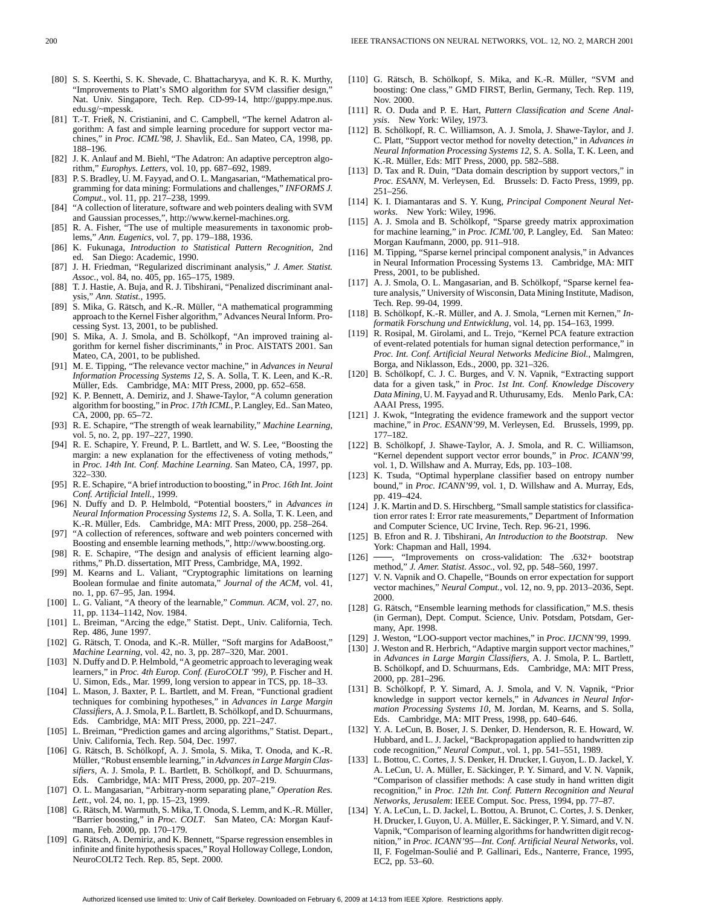[80] S. S. Keerthi, S. K. Shevade, C. Bhattacharyya, and K. R. K. Murthy, "Improvements to Platt's SMO algorithm for SVM classifier design," Nat. Univ. Singapore, Tech. Rep. CD-99-14, http://guppy.mpe.nus.edu.sg/~mpessk.

[81] T.-T. Frieß, N. Cristianini, and C. Campbell, "The kernel Adatron algorithm: A fast and simple learning procedure for support vector machines," in *Proc. ICML'98*, J. Shavlik, Ed.. San Mateo, CA, 1998, pp. 188–196.

[82] J. K. Anlauf and M. Biehl, "The Adatron: An adaptive perceptron algorithm," *Europhys. Letters*, vol. 10, pp. 687–692, 1989.

[83] P. S. Bradley, U. M. Fayyad, and O. L. Mangasarian, "Mathematical programming for data mining: Formulations and challenges," *INFORMS J. Comput.*, vol. 11, pp. 217–238, 1999.

[84] "A collection of literature, software and web pointers dealing with SVM and Gaussian processes,", http://www.kernel-machines.org.

[85] R. A. Fisher, "The use of multiple measurements in taxonomic problems," *Ann. Eugenics*, vol. 7, pp. 179–188, 1936.

[86] K. Fukunaga, *Introduction to Statistical Pattern Recognition*, 2nd ed. San Diego: Academic, 1990.

[87] J. H. Friedman, "Regularized discriminant analysis," *J. Amer. Statist. Assoc.*, vol. 84, no. 405, pp. 165–175, 1989.

[88] T. J. Hastie, A. Buja, and R. J. Tibshirani, "Penalized discriminant analysis," *Ann. Statist.*, 1995.

[89] S. Mika, G. Rätsch, and K.-R. Müller, "A mathematical programming approach to the Kernel Fisher algorithm," Advances Neural Inform. Processing Syst. 13, 2001, to be published.

[90] S. Mika, A. J. Smola, and B. Schölkopf, "An improved training algorithm for kernel fisher discriminants," in Proc. AISTATS 2001. San Mateo, CA, 2001, to be published.

[91] M. E. Tipping, "The relevance vector machine," in *Advances in Neural Information Processing Systems 12*, S. A. Solla, T. K. Leen, and K.-R. Müller, Eds. Cambridge, MA: MIT Press, 2000, pp. 652–658.

[92] K. P. Bennett, A. Demiriz, and J. Shawe-Taylor, "A column generation algorithm for boosting," in *Proc. 17th ICML*, P. Langley, Ed.. San Mateo, CA, 2000, pp. 65–72.

[93] R. E. Schapire, "The strength of weak learnability," *Machine Learning*, vol. 5, no. 2, pp. 197–227, 1990.

[94] R. E. Schapire, Y. Freund, P. L. Bartlett, and W. S. Lee, "Boosting the margin: a new explanation for the effectiveness of voting methods," in *Proc. 14th Int. Conf. Machine Learning*. San Mateo, CA, 1997, pp. 322–330.

[95] R. E. Schapire, "A brief introduction to boosting," in *Proc. 16th Int. Joint Conf. Artificial Intell.*, 1999.

[96] N. Duffy and D. P. Helmbold, "Potential boosters," in *Advances in Neural Information Processing Systems 12*, S. A. Solla, T. K. Leen, and K.-R. Müller, Eds. Cambridge, MA: MIT Press, 2000, pp. 258–264.

[97] "A collection of references, software and web pointers concerned with Boosting and ensemble learning methods,", http://www.boosting.org.

[98] R. E. Schapire, "The design and analysis of efficient learning algorithms," Ph.D. dissertation, MIT Press, Cambridge, MA, 1992.

[99] M. Kearns and L. Valiant, "Cryptographic limitations on learning Boolean formulae and finite automata," *Journal of the ACM*, vol. 41, no. 1, pp. 67–95, Jan. 1994.

[100] L. G. Valiant, "A theory of the learnable," *Commun. ACM*, vol. 27, no. 11, pp. 1134–1142, Nov. 1984.

[101] L. Breiman, "Arcing the edge," Statist. Dept., Univ. California, Tech. Rep. 486, June 1997.

[102] G. Rätsch, T. Onoda, and K.-R. Müller, "Soft margins for AdaBoost," *Machine Learning*, vol. 42, no. 3, pp. 287–320, Mar. 2001.

[103] N. Duffy and D. P. Helmbold, "A geometric approach to leveraging weak learners," in *Proc. 4th Europ. Conf. (EuroCOLT '99)*, P. Fischer and H. U. Simon, Eds., Mar. 1999, long version to appear in TCS, pp. 18–33.

[104] L. Mason, J. Baxter, P. L. Bartlett, and M. Frean, "Functional gradient techniques for combining hypotheses," in *Advances in Large Margin Classifiers*, A. J. Smola, P. L. Bartlett, B. Schölkopf, and D. Schuurmans, Eds. Cambridge, MA: MIT Press, 2000, pp. 221–247.

[105] L. Breiman, "Prediction games and arcing algorithms," Statist. Depart., Univ. California, Tech. Rep. 504, Dec. 1997.

[106] G. Rätsch, B. Schölkopf, A. J. Smola, S. Mika, T. Onoda, and K.-R. Müller, "Robust ensemble learning," in *Advances in Large Margin Classifiers*, A. J. Smola, P. L. Bartlett, B. Schölkopf, and D. Schuurmans, Eds. Cambridge, MA: MIT Press, 2000, pp. 207–219.

[107] O. L. Mangasarian, "Arbitrary-norm separating plane," *Operation Res. Lett.*, vol. 24, no. 1, pp. 15–23, 1999.

[108] G. Rätsch, M. Warmuth, S. Mika, T. Onoda, S. Lemm, and K.-R. Müller, "Barrier boosting," in *Proc. COLT*. San Mateo, CA: Morgan Kaufmann, Feb. 2000, pp. 170–179.

[109] G. Rätsch, A. Demiriz, and K. Bennett, "Sparse regression ensembles in infinite and finite hypothesis spaces," Royal Holloway College, London, NeuroCOLT2 Tech. Rep. 85, Sept. 2000.

[110] G. Rätsch, B. Schölkopf, S. Mika, and K.-R. Müller, "SVM and boosting: One class," GMD FIRST, Berlin, Germany, Tech. Rep. 119, Nov. 2000.

[111] R. O. Duda and P. E. Hart, *Pattern Classification and Scene Analysis*. New York: Wiley, 1973.

[112] B. Schölkopf, R. C. Williamson, A. J. Smola, J. Shawe-Taylor, and J. C. Platt, "Support vector method for novelty detection," in *Advances in Neural Information Processing Systems 12*, S. A. Solla, T. K. Leen, and K.-R. Müller, Eds: MIT Press, 2000, pp. 582–588.

[113] D. Tax and R. Duin, "Data domain description by support vectors," in *Proc. ESANN*, M. Verleysen, Ed. Brussels: D. Facto Press, 1999, pp. 251–256.

[114] K. I. Diamantaras and S. Y. Kung, *Principal Component Neural Networks*. New York: Wiley, 1996.

[115] A. J. Smola and B. Schölkopf, "Sparse greedy matrix approximation for machine learning," in *Proc. ICML'00*, P. Langley, Ed. San Mateo: Morgan Kaufmann, 2000, pp. 911–918.

[116] M. Tipping, "Sparse kernel principal component analysis," in Advances in Neural Information Processing Systems 13. Cambridge, MA: MIT Press, 2001, to be published.

[117] A. J. Smola, O. L. Mangasarian, and B. Schölkopf, "Sparse kernel feature analysis," University of Wisconsin, Data Mining Institute, Madison, Tech. Rep. 99-04, 1999.

[118] B. Schölkopf, K.-R. Müller, and A. J. Smola, "Lernen mit Kernen," *Informatik Forschung und Entwicklung*, vol. 14, pp. 154–163, 1999.

[119] R. Rosipal, M. Girolami, and L. Trejo, "Kernel PCA feature extraction of event-related potentials for human signal detection performance," in *Proc. Int. Conf. Artificial Neural Networks Medicine Biol.*, Malmgren, Borga, and Niklasson, Eds., 2000, pp. 321–326.

[120] B. Schölkopf, C. J. C. Burges, and V. N. Vapnik, "Extracting support data for a given task," in *Proc. 1st Int. Conf. Knowledge Discovery Data Mining*, U. M. Fayyad and R. Uthurusamy, Eds. Menlo Park, CA: AAAI Press, 1995.

[121] J. Kwok, "Integrating the evidence framework and the support vector machine," in *Proc. ESANN'99*, M. Verleysen, Ed. Brussels, 1999, pp. 177–182.

[122] B. Schölkopf, J. Shawe-Taylor, A. J. Smola, and R. C. Williamson, "Kernel dependent support vector error bounds," in *Proc. ICANN'99*, vol. 1, D. Willshaw and A. Murray, Eds, pp. 103–108.

[123] K. Tsuda, "Optimal hyperplane classifier based on entropy number bound," in *Proc. ICANN'99*, vol. 1, D. Willshaw and A. Murray, Eds, pp. 419–424.

[124] J. K. Martin and D. S. Hirschberg, "Small sample statistics for classification error rates I: Error rate measurements," Department of Information and Computer Science, UC Irvine, Tech. Rep. 96-21, 1996.

[125] B. Efron and R. J. Tibshirani, *An Introduction to the Bootstrap*. New York: Chapman and Hall, 1994.

[126] ——, "Improvements on cross-validation: The .632+ bootstrap method," *J. Amer. Statist. Assoc.*, vol. 92, pp. 548–560, 1997.

[127] V. N. Vapnik and O. Chapelle, "Bounds on error expectation for support vector machines," *Neural Comput.*, vol. 12, no. 9, pp. 2013–2036, Sept. 2000.

[128] G. Rätsch, "Ensemble learning methods for classification," M.S. thesis (in German), Dept. Comput. Science, Univ. Potsdam, Potsdam, Germany, Apr. 1998.

[129] J. Weston, "LOO-support vector machines," in *Proc. IJCNN'99*, 1999.

[130] J. Weston and R. Herbrich, "Adaptive margin support vector machines," in *Advances in Large Margin Classifiers*, A. J. Smola, P. L. Bartlett, B. Schölkopf, and D. Schuurmans, Eds. Cambridge, MA: MIT Press, 2000, pp. 281–296.

[131] B. Schölkopf, P. Y. Simard, A. J. Smola, and V. N. Vapnik, "Prior knowledge in support vector kernels," in *Advances in Neural Information Processing Systems 10*, M. Jordan, M. Kearns, and S. Solla, Eds. Cambridge, MA: MIT Press, 1998, pp. 640–646.

[132] Y. A. LeCun, B. Boser, J. S. Denker, D. Henderson, R. E. Howard, W. Hubbard, and L. J. Jackel, "Backpropagation applied to handwritten zip code recognition," *Neural Comput.*, vol. 1, pp. 541–551, 1989.

[133] L. Bottou, C. Cortes, J. S. Denker, H. Drucker, I. Guyon, L. D. Jackel, Y. A. LeCun, U. A. Müller, E. Säckinger, P. Y. Simard, and V. N. Vapnik, "Comparison of classifier methods: A case study in hand written digit recognition," in *Proc. 12th Int. Conf. Pattern Recognition and Neural Networks, Jerusalem*: IEEE Comput. Soc. Press, 1994, pp. 77–87.

[134] Y. A. LeCun, L. D. Jackel, L. Bottou, A. Brunot, C. Cortes, J. S. Denker, H. Drucker, I. Guyon, U. A. Müller, E. Säckinger, P. Y. Simard, and V. N. Vapnik, "Comparison of learning algorithms for handwritten digit recognition," in *Proc. ICANN'95—Int. Conf. Artificial Neural Networks*, vol. II, F. Fogelman-Soulié and P. Gallinari, Eds., Nanterre, France, 1995, EC2, pp. 53–60.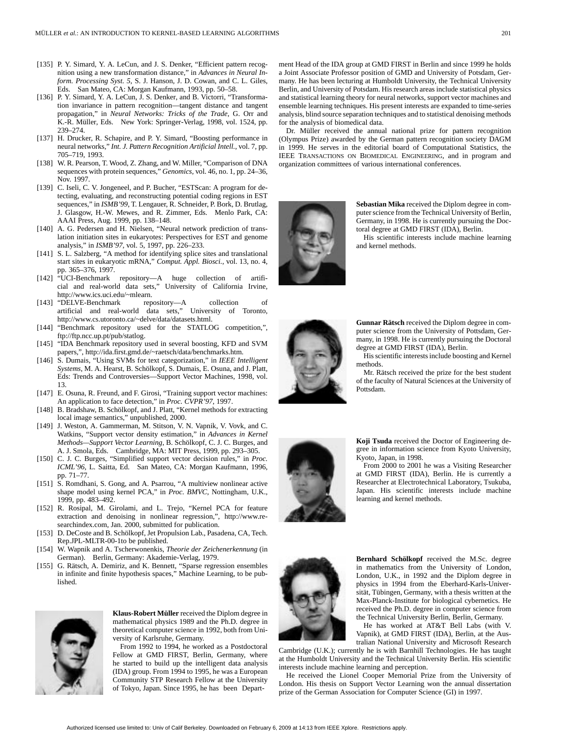[135] P. Y. Simard, Y. A. LeCun, and J. S. Denker, "Efficient pattern recognition using a new transformation distance," in *Advances in Neural Inform. Processing Syst. 5*, S. J. Hanson, J. D. Cowan, and C. L. Giles, Eds. San Mateo, CA: Morgan Kaufmann, 1993, pp. 50–58.

[136] P. Y. Simard, Y. A. LeCun, J. S. Denker, and B. Victorri, "Transformation invariance in pattern recognition—tangent distance and tangent propagation," in *Neural Networks: Tricks of the Trade*, G. Orr and K.-R. Müller, Eds. New York: Springer-Verlag, 1998, vol. 1524, pp. 239–274.

[137] H. Drucker, R. Schapire, and P. Y. Simard, "Boosting performance in neural networks," *Int. J. Pattern Recognition Artificial Intell.*, vol. 7, pp. 705–719, 1993.

[138] W. R. Pearson, T. Wood, Z. Zhang, and W. Miller, "Comparison of DNA sequences with protein sequences," *Genomics*, vol. 46, no. 1, pp. 24–36, Nov. 1997.

[139] C. Iseli, C. V. Jongeneel, and P. Bucher, "ESTScan: A program for detecting, evaluating, and reconstructing potential coding regions in EST sequences," in *ISMB'99*, T. Lengauer, R. Schneider, P. Bork, D. Brutlag, J. Glasgow, H.-W. Mewes, and R. Zimmer, Eds. Menlo Park, CA: AAAI Press, Aug. 1999, pp. 138–148.

[140] A. G. Pedersen and H. Nielsen, "Neural network prediction of translation initiation sites in eukaryotes: Perspectives for EST and genome analysis," in *ISMB'97*, vol. 5, 1997, pp. 226–233.

[141] S. L. Salzberg, "A method for identifying splice sites and translational start sites in eukaryotic mRNA," *Comput. Appl. Biosci.*, vol. 13, no. 4, pp. 365–376, 1997.

[142] "UCI-Benchmark repository—A huge collection of artificial and real-world data sets," University of California Irvine, http://www.ics.uci.edu/~mlearn.

[143] "DELVE-Benchmark repository—A collection of artificial and real-world data sets," University of Toronto, http://www.cs.utoronto.ca/~delve/data/datasets.html.

[144] "Benchmark repository used for the STATLOG competition,", ftp://ftp.ncc.up.pt/pub/statlog.

[145] "IDA Benchmark repository used in several boosting, KFD and SVM papers,", http://ida.first.gmd.de/~raetsch/data/benchmarks.htm.

[146] S. Dumais, "Using SVMs for text categorization," in *IEEE Intelligent Systems*, M. A. Hearst, B. Schölkopf, S. Dumais, E. Osuna, and J. Platt, Eds: Trends and Controversies—Support Vector Machines, 1998, vol. 13.

[147] E. Osuna, R. Freund, and F. Girosi, "Training support vector machines: An application to face detection," in *Proc. CVPR'97*, 1997.

[148] B. Bradshaw, B. Schölkopf, and J. Platt, "Kernel methods for extracting local image semantics," unpublished, 2000.

[149] J. Weston, A. Gammerman, M. Stitson, V. N. Vapnik, V. Vovk, and C. Watkins, "Support vector density estimation," in *Advances in Kernel Methods—Support Vector Learning*, B. Schölkopf, C. J. C. Burges, and A. J. Smola, Eds. Cambridge, MA: MIT Press, 1999, pp. 293–305.

[150] C. J. C. Burges, "Simplified support vector decision rules," in *Proc. ICML'96*, L. Saitta, Ed. San Mateo, CA: Morgan Kaufmann, 1996, pp. 71–77.

[151] S. Romdhani, S. Gong, and A. Psarrou, "A multiview nonlinear active shape model using kernel PCA," in *Proc. BMVC*, Nottingham, U.K., 1999, pp. 483–492.

[152] R. Rosipal, M. Girolami, and L. Trejo, "Kernel PCA for feature extraction and denoising in nonlinear regression,", http://www.researchindex.com, Jan. 2000, submitted for publication.

[153] D. DeCoste and B. Schölkopf, Jet Propulsion Lab., Pasadena, CA, Tech. Rep.JPL-MLTR-00-1to be published.

[154] W. Wapnik and A. Tscherwonenkis, *Theorie der Zeichenerkennung* (in German). Berlin, Germany: Akademie-Verlag, 1979.

[155] G. Rätsch, A. Demiriz, and K. Bennett, "Sparse regression ensembles in infinite and finite hypothesis spaces," Machine Learning, to be published.

**Klaus-Robert Müller** received the Diplom degree in mathematical physics 1989 and the Ph.D. degree in theoretical computer science in 1992, both from University of Karlsruhe, Germany.

From 1992 to 1994, he worked as a Postdoctoral Fellow at GMD FIRST, Berlin, Germany, where he started to build up the intelligent data analysis (IDA) group. From 1994 to 1995, he was a European Community STP Research Fellow at the University of Tokyo, Japan. Since 1995, he has been Department Head of the IDA group at GMD FIRST in Berlin and since 1999 he holds a Joint Associate Professor position of GMD and University of Potsdam, Germany. He has been lecturing at Humboldt University, the Technical University Berlin, and University of Potsdam. His research areas include statistical physics and statistical learning theory for neural networks, support vector machines and ensemble learning techniques. His present interests are expanded to time-series analysis, blind source separation techniques and to statistical denoising methods for the analysis of biomedical data.

Dr. Müller received the annual national prize for pattern recognition (Olympus Prize) awarded by the German pattern recognition society DAGM in 1999. He serves in the editorial board of Computational Statistics, the IEEE TRANSACTIONS ON BIOMEDICAL ENGINEERING, and in program and organization committees of various international conferences.

**Sebastian Mika** received the Diplom degree in computer science from the Technical University of Berlin, Germany, in 1998. He is currently pursuing the Doctoral degree at GMD FIRST (IDA), Berlin.

His scientific interests include machine learning and kernel methods.

**Gunnar Rätsch** received the Diplom degree in computer science from the University of Pottsdam, Germany, in 1998. He is currently pursuing the Doctoral degree at GMD FIRST (IDA), Berlin.

His scientific interests include boosting and Kernel methods.

Mr. Rätsch received the prize for the best student of the faculty of Natural Sciences at the University of Pottsdam.

**Koji Tsuda** received the Doctor of Engineering degree in information science from Kyoto University, Kyoto, Japan, in 1998.

From 2000 to 2001 he was a Visiting Researcher at GMD FIRST (IDA), Berlin. He is currently a Researcher at Electrotechnical Laboratory, Tsukuba, Japan. His scientific interests include machine learning and kernel methods.

**Bernhard Schölkopf** received the M.Sc. degree in mathematics from the University of London, London, U.K., in 1992 and the Diplom degree in physics in 1994 from the Eberhard-Karls-Universität, Tübingen, Germany, with a thesis written at the Max-Planck-Institute for biological cybernetics. He received the Ph.D. degree in computer science from the Technical University Berlin, Berlin, Germany.

He has worked at AT&T Bell Labs (with V. Vapnik), at GMD FIRST (IDA), Berlin, at the Australian National University and Microsoft Research Cambridge (U.K.); currently he is with Barnhill Technologies. He has taught at the Humboldt University and the Technical University Berlin. His scientific interests include machine learning and perception.

He received the Lionel Cooper Memorial Prize from the University of London. His thesis on Support Vector Learning won the annual dissertation prize of the German Association for Computer Science (GI) in 1997.